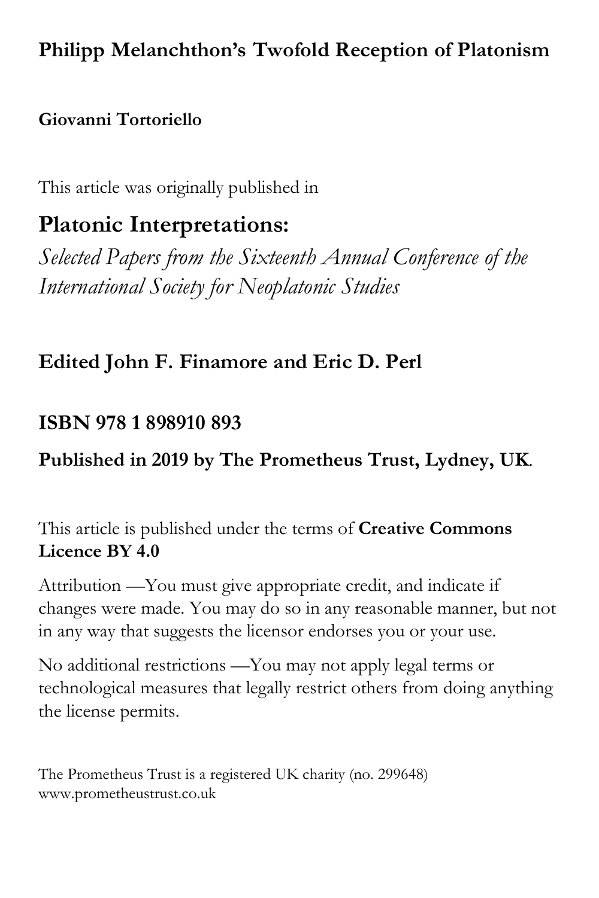# Philipp Melanchthon's Twofold Reception of Platonism

**Giovanni Tortoriello**

This article was originally published in

## Platonic Interpretations:

*Selected Papers from the Sixteenth Annual Conference of the International Society for Neoplatonic Studies*

**Edited John F. Finamore and Eric D. Perl**

**ISBN 978 1 898910 893**

**Published in 2019 by The Prometheus Trust, Lydney, UK.**

This article is published under the terms of **Creative Commons Licence BY 4.0**

Attribution —You must give appropriate credit, and indicate if changes were made. You may do so in any reasonable manner, but not in any way that suggests the licensor endorses you or your use.

No additional restrictions —You may not apply legal terms or technological measures that legally restrict others from doing anything the license permits.

The Prometheus Trust is a registered UK charity (no. 299648)
www.prometheustrust.co.uk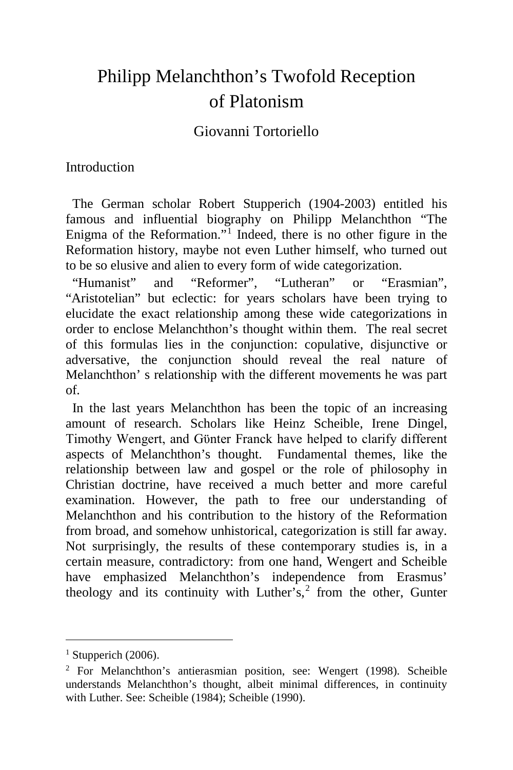# Philipp Melanchthon's Twofold Reception of Platonism

Giovanni Tortoriello

## Introduction

The German scholar Robert Stupperich (1904-2003) entitled his famous and influential biography on Philipp Melanchthon "The Enigma of the Reformation."[1] Indeed, there is no other figure in the Reformation history, maybe not even Luther himself, who turned out to be so elusive and alien to every form of wide categorization.

"Humanist" and "Reformer", "Lutheran" or "Erasmian", "Aristotelian" but eclectic: for years scholars have been trying to elucidate the exact relationship among these wide categorizations in order to enclose Melanchthon's thought within them. The real secret of this formulas lies in the conjunction: copulative, disjunctive or adversative, the conjunction should reveal the real nature of Melanchthon' s relationship with the different movements he was part of.

In the last years Melanchthon has been the topic of an increasing amount of research. Scholars like Heinz Scheible, Irene Dingel, Timothy Wengert, and Günter Franck have helped to clarify different aspects of Melanchthon's thought. Fundamental themes, like the relationship between law and gospel or the role of philosophy in Christian doctrine, have received a much better and more careful examination. However, the path to free our understanding of Melanchthon and his contribution to the history of the Reformation from broad, and somehow unhistorical, categorization is still far away. Not surprisingly, the results of these contemporary studies is, in a certain measure, contradictory: from one hand, Wengert and Scheible have emphasized Melanchthon's independence from Erasmus' theology and its continuity with Luther's,[2] from the other, Gunter

---

[1] Stupperich (2006).

[2] For Melanchthon's antierasmian position, see: Wengert (1998). Scheible understands Melanchthon's thought, albeit minimal differences, in continuity with Luther. See: Scheible (1984); Scheible (1990).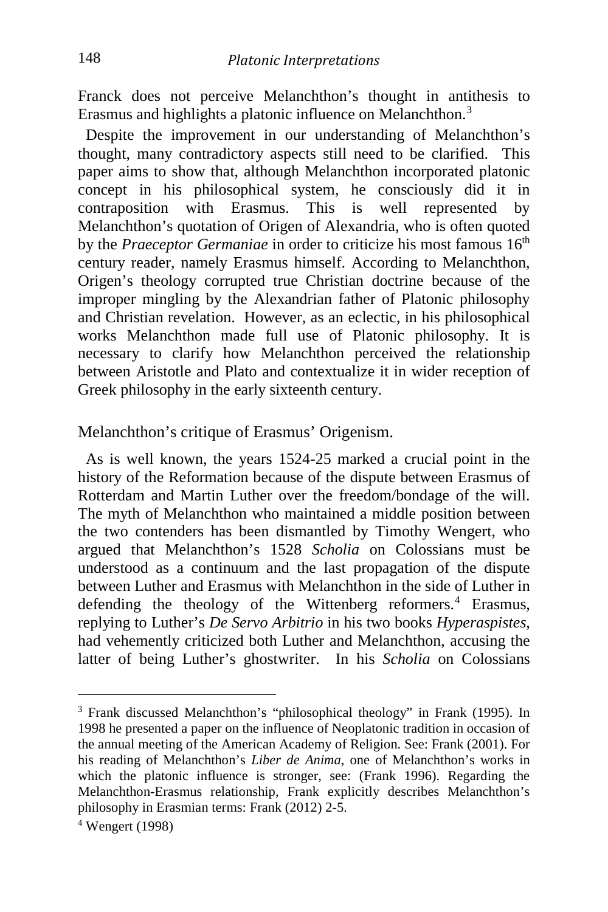Franck does not perceive Melanchthon's thought in antithesis to Erasmus and highlights a platonic influence on Melanchthon.[3]

Despite the improvement in our understanding of Melanchthon's thought, many contradictory aspects still need to be clarified. This paper aims to show that, although Melanchthon incorporated platonic concept in his philosophical system, he consciously did it in contraposition with Erasmus. This is well represented by Melanchthon's quotation of Origen of Alexandria, who is often quoted by the *Praeceptor Germaniae* in order to criticize his most famous 16th century reader, namely Erasmus himself. According to Melanchthon, Origen's theology corrupted true Christian doctrine because of the improper mingling by the Alexandrian father of Platonic philosophy and Christian revelation. However, as an eclectic, in his philosophical works Melanchthon made full use of Platonic philosophy. It is necessary to clarify how Melanchthon perceived the relationship between Aristotle and Plato and contextualize it in wider reception of Greek philosophy in the early sixteenth century.

## Melanchthon's critique of Erasmus' Origenism.

As is well known, the years 1524-25 marked a crucial point in the history of the Reformation because of the dispute between Erasmus of Rotterdam and Martin Luther over the freedom/bondage of the will. The myth of Melanchthon who maintained a middle position between the two contenders has been dismantled by Timothy Wengert, who argued that Melanchthon's 1528 *Scholia* on Colossians must be understood as a continuum and the last propagation of the dispute between Luther and Erasmus with Melanchthon in the side of Luther in defending the theology of the Wittenberg reformers.[4] Erasmus, replying to Luther's *De Servo Arbitrio* in his two books *Hyperaspistes*, had vehemently criticized both Luther and Melanchthon, accusing the latter of being Luther's ghostwriter. In his *Scholia* on Colossians

---

[3] Frank discussed Melanchthon's "philosophical theology" in Frank (1995). In 1998 he presented a paper on the influence of Neoplatonic tradition in occasion of the annual meeting of the American Academy of Religion. See: Frank (2001). For his reading of Melanchthon's *Liber de Anima*, one of Melanchthon's works in which the platonic influence is stronger, see: (Frank 1996). Regarding the Melanchthon-Erasmus relationship, Frank explicitly describes Melanchthon's philosophy in Erasmian terms: Frank (2012) 2-5.

[4] Wengert (1998)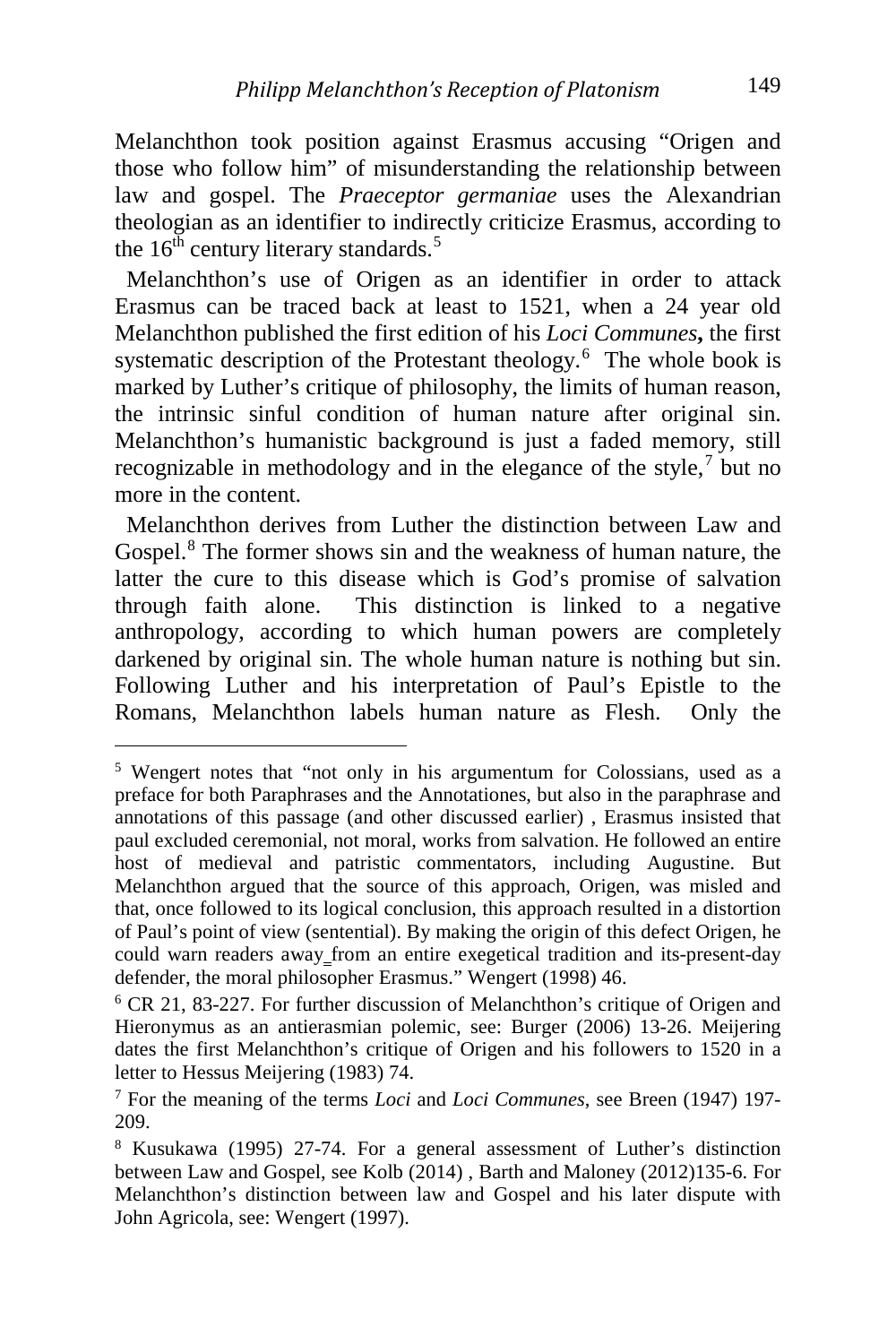Melanchthon took position against Erasmus accusing "Origen and those who follow him" of misunderstanding the relationship between law and gospel. The *Praeceptor germaniae* uses the Alexandrian theologian as an identifier to indirectly criticize Erasmus, according to the 16th century literary standards.[5]

Melanchthon's use of Origen as an identifier in order to attack Erasmus can be traced back at least to 1521, when a 24 year old Melanchthon published the first edition of his *Loci Communes***,** the first systematic description of the Protestant theology.[6] The whole book is marked by Luther's critique of philosophy, the limits of human reason, the intrinsic sinful condition of human nature after original sin. Melanchthon's humanistic background is just a faded memory, still recognizable in methodology and in the elegance of the style,[7] but no more in the content.

Melanchthon derives from Luther the distinction between Law and Gospel.[8] The former shows sin and the weakness of human nature, the latter the cure to this disease which is God's promise of salvation through faith alone. This distinction is linked to a negative anthropology, according to which human powers are completely darkened by original sin. The whole human nature is nothing but sin. Following Luther and his interpretation of Paul's Epistle to the Romans, Melanchthon labels human nature as Flesh. Only the

---

[5] Wengert notes that "not only in his argumentum for Colossians, used as a preface for both Paraphrases and the Annotationes, but also in the paraphrase and annotations of this passage (and other discussed earlier) , Erasmus insisted that paul excluded ceremonial, not moral, works from salvation. He followed an entire host of medieval and patristic commentators, including Augustine. But Melanchthon argued that the source of this approach, Origen, was misled and that, once followed to its logical conclusion, this approach resulted in a distortion of Paul's point of view (sentential). By making the origin of this defect Origen, he could warn readers away from an entire exegetical tradition and its-present-day defender, the moral philosopher Erasmus." Wengert (1998) 46.

[6] CR 21, 83-227. For further discussion of Melanchthon's critique of Origen and Hieronymus as an antierasmian polemic, see: Burger (2006) 13-26. Meijering dates the first Melanchthon's critique of Origen and his followers to 1520 in a letter to Hessus Meijering (1983) 74.

[7] For the meaning of the terms *Loci* and *Loci Communes*, see Breen (1947) 197-209.

[8] Kusukawa (1995) 27-74. For a general assessment of Luther's distinction between Law and Gospel, see Kolb (2014) , Barth and Maloney (2012)135-6. For Melanchthon's distinction between law and Gospel and his later dispute with John Agricola, see: Wengert (1997).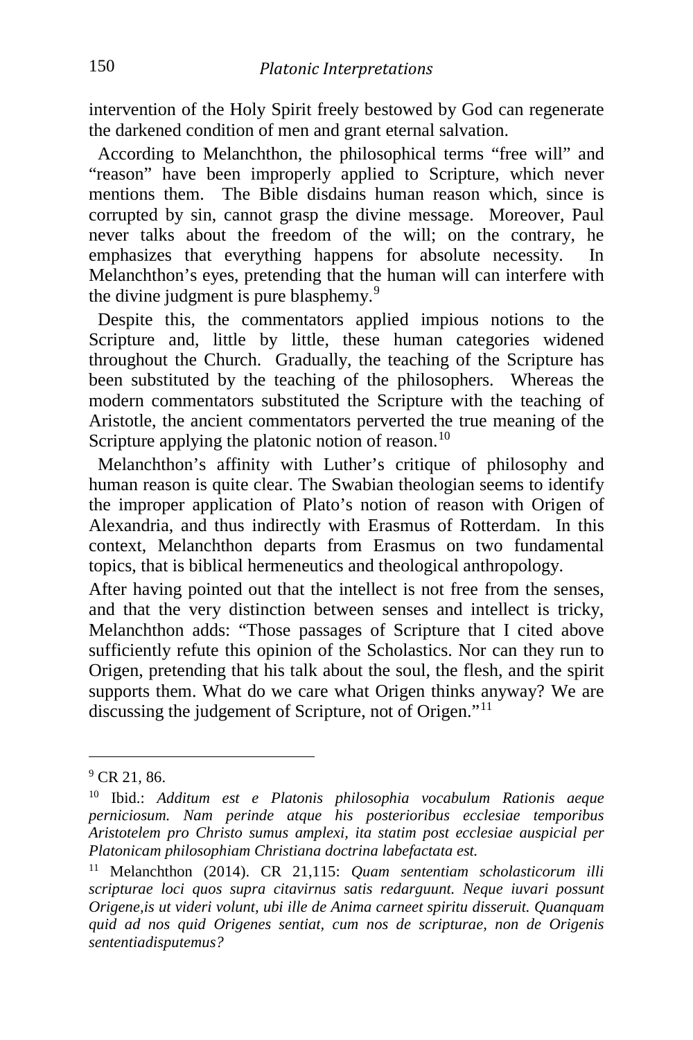intervention of the Holy Spirit freely bestowed by God can regenerate the darkened condition of men and grant eternal salvation.

According to Melanchthon, the philosophical terms "free will" and "reason" have been improperly applied to Scripture, which never mentions them. The Bible disdains human reason which, since is corrupted by sin, cannot grasp the divine message. Moreover, Paul never talks about the freedom of the will; on the contrary, he emphasizes that everything happens for absolute necessity. In Melanchthon's eyes, pretending that the human will can interfere with the divine judgment is pure blasphemy.[9]

Despite this, the commentators applied impious notions to the Scripture and, little by little, these human categories widened throughout the Church. Gradually, the teaching of the Scripture has been substituted by the teaching of the philosophers. Whereas the modern commentators substituted the Scripture with the teaching of Aristotle, the ancient commentators perverted the true meaning of the Scripture applying the platonic notion of reason.[10]

Melanchthon's affinity with Luther's critique of philosophy and human reason is quite clear. The Swabian theologian seems to identify the improper application of Plato's notion of reason with Origen of Alexandria, and thus indirectly with Erasmus of Rotterdam. In this context, Melanchthon departs from Erasmus on two fundamental topics, that is biblical hermeneutics and theological anthropology.

After having pointed out that the intellect is not free from the senses, and that the very distinction between senses and intellect is tricky, Melanchthon adds: "Those passages of Scripture that I cited above sufficiently refute this opinion of the Scholastics. Nor can they run to Origen, pretending that his talk about the soul, the flesh, and the spirit supports them. What do we care what Origen thinks anyway? We are discussing the judgement of Scripture, not of Origen."[11]

---

[9] CR 21, 86.

[10] Ibid.: *Additum est e Platonis philosophia vocabulum Rationis aeque perniciosum. Nam perinde atque his posterioribus ecclesiae temporibus Aristotelem pro Christo sumus amplexi, ita statim post ecclesiae auspicial per Platonicam philosophiam Christiana doctrina labefactata est.*

[11] Melanchthon (2014). CR 21,115: *Quam sententiam scholasticorum illi scripturae loci quos supra citavirnus satis redarguunt. Neque iuvari possunt Origene,is ut videri volunt, ubi ille de Anima carneet spiritu disseruit. Quanquam quid ad nos quid Origenes sentiat, cum nos de scripturae, non de Origenis sententiadisputemus?*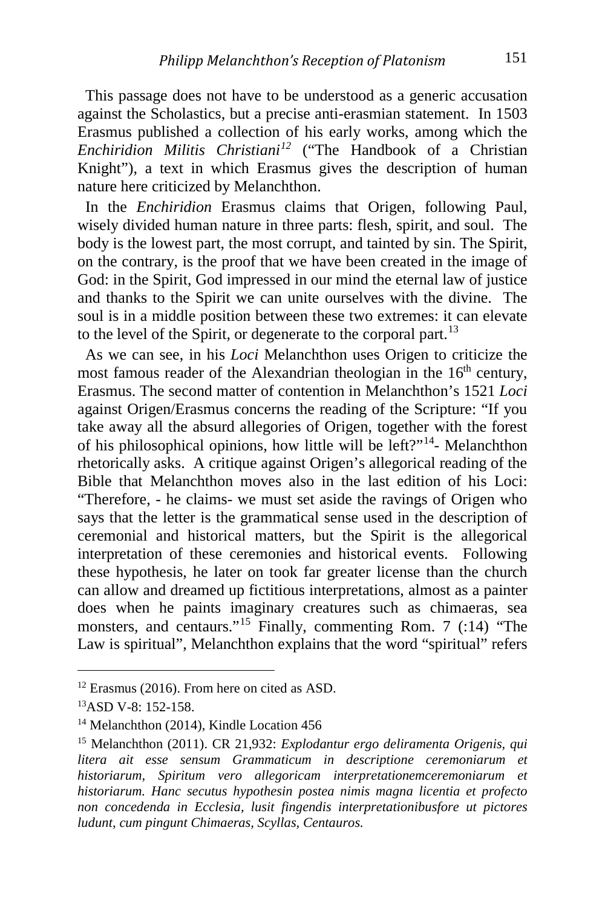This passage does not have to be understood as a generic accusation against the Scholastics, but a precise anti-erasmian statement. In 1503 Erasmus published a collection of his early works, among which the *Enchiridion Militis Christiani*[12] ("The Handbook of a Christian Knight"), a text in which Erasmus gives the description of human nature here criticized by Melanchthon.

In the *Enchiridion* Erasmus claims that Origen, following Paul, wisely divided human nature in three parts: flesh, spirit, and soul. The body is the lowest part, the most corrupt, and tainted by sin. The Spirit, on the contrary, is the proof that we have been created in the image of God: in the Spirit, God impressed in our mind the eternal law of justice and thanks to the Spirit we can unite ourselves with the divine. The soul is in a middle position between these two extremes: it can elevate to the level of the Spirit, or degenerate to the corporal part.[13]

As we can see, in his *Loci* Melanchthon uses Origen to criticize the most famous reader of the Alexandrian theologian in the 16th century, Erasmus. The second matter of contention in Melanchthon's 1521 *Loci* against Origen/Erasmus concerns the reading of the Scripture: "If you take away all the absurd allegories of Origen, together with the forest of his philosophical opinions, how little will be left?"[14]- Melanchthon rhetorically asks. A critique against Origen's allegorical reading of the Bible that Melanchthon moves also in the last edition of his Loci: "Therefore, - he claims- we must set aside the ravings of Origen who says that the letter is the grammatical sense used in the description of ceremonial and historical matters, but the Spirit is the allegorical interpretation of these ceremonies and historical events. Following these hypothesis, he later on took far greater license than the church can allow and dreamed up fictitious interpretations, almost as a painter does when he paints imaginary creatures such as chimaeras, sea monsters, and centaurs."[15] Finally, commenting Rom. 7 (:14) "The Law is spiritual", Melanchthon explains that the word "spiritual" refers

---

[12] Erasmus (2016). From here on cited as ASD.

[13] ASD V-8: 152-158.

[14] Melanchthon (2014), Kindle Location 456

[15] Melanchthon (2011). CR 21,932: *Explodantur ergo deliramenta Origenis, qui litera ait esse sensum Grammaticum in descriptione ceremoniarum et historiarum, Spiritum vero allegoricam interpretationemceremoniarum et historiarum. Hanc secutus hypothesin postea nimis magna licentia et profecto non concedenda in Ecclesia, lusit fingendis interpretationibusfore ut pictores ludunt, cum pingunt Chimaeras, Scyllas, Centauros.*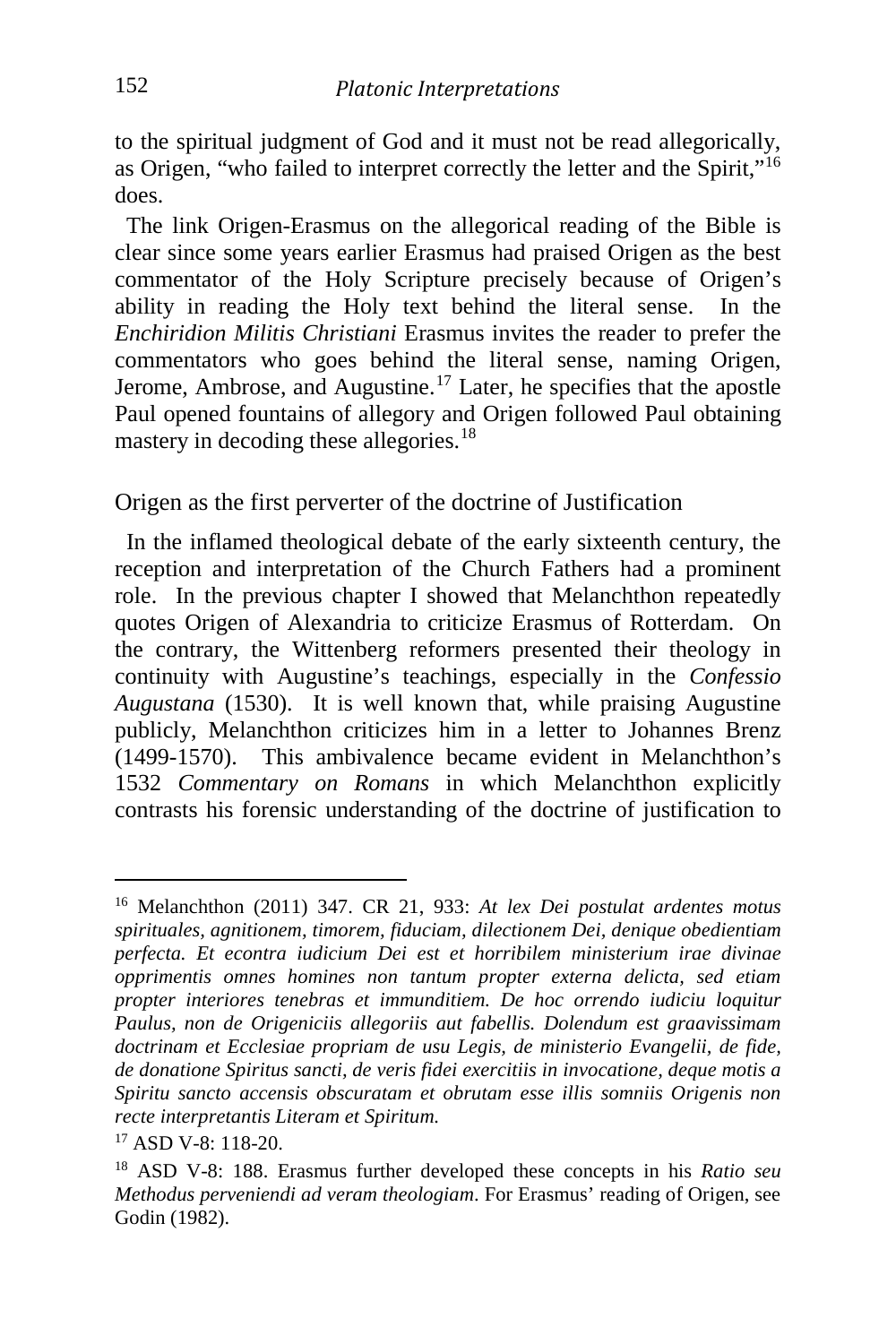to the spiritual judgment of God and it must not be read allegorically, as Origen, "who failed to interpret correctly the letter and the Spirit,"[16] does.

The link Origen-Erasmus on the allegorical reading of the Bible is clear since some years earlier Erasmus had praised Origen as the best commentator of the Holy Scripture precisely because of Origen's ability in reading the Holy text behind the literal sense. In the *Enchiridion Militis Christiani* Erasmus invites the reader to prefer the commentators who goes behind the literal sense, naming Origen, Jerome, Ambrose, and Augustine.[17] Later, he specifies that the apostle Paul opened fountains of allegory and Origen followed Paul obtaining mastery in decoding these allegories.[18]

## Origen as the first perverter of the doctrine of Justification

In the inflamed theological debate of the early sixteenth century, the reception and interpretation of the Church Fathers had a prominent role. In the previous chapter I showed that Melanchthon repeatedly quotes Origen of Alexandria to criticize Erasmus of Rotterdam. On the contrary, the Wittenberg reformers presented their theology in continuity with Augustine's teachings, especially in the *Confessio Augustana* (1530). It is well known that, while praising Augustine publicly, Melanchthon criticizes him in a letter to Johannes Brenz (1499-1570). This ambivalence became evident in Melanchthon's 1532 *Commentary on Romans* in which Melanchthon explicitly contrasts his forensic understanding of the doctrine of justification to

---

[16] Melanchthon (2011) 347. CR 21, 933: *At lex Dei postulat ardentes motus spirituales, agnitionem, timorem, fiduciam, dilectionem Dei, denique obedientiam perfecta. Et econtra iudicium Dei est et horribilem ministerium irae divinae opprimentis omnes homines non tantum propter externa delicta, sed etiam propter interiores tenebras et immunditiem. De hoc orrendo iudiciu loquitur Paulus, non de Origeniciis allegoriis aut fabellis. Dolendum est graavissimam doctrinam et Ecclesiae propriam de usu Legis, de ministerio Evangelii, de fide, de donatione Spiritus sancti, de veris fidei exercitiis in invocatione, deque motis a Spiritu sancto accensis obscuratam et obrutam esse illis somniis Origenis non recte interpretantis Literam et Spiritum.*

[17] ASD V-8: 118-20.

[18] ASD V-8: 188. Erasmus further developed these concepts in his *Ratio seu Methodus perveniendi ad veram theologiam*. For Erasmus' reading of Origen, see Godin (1982).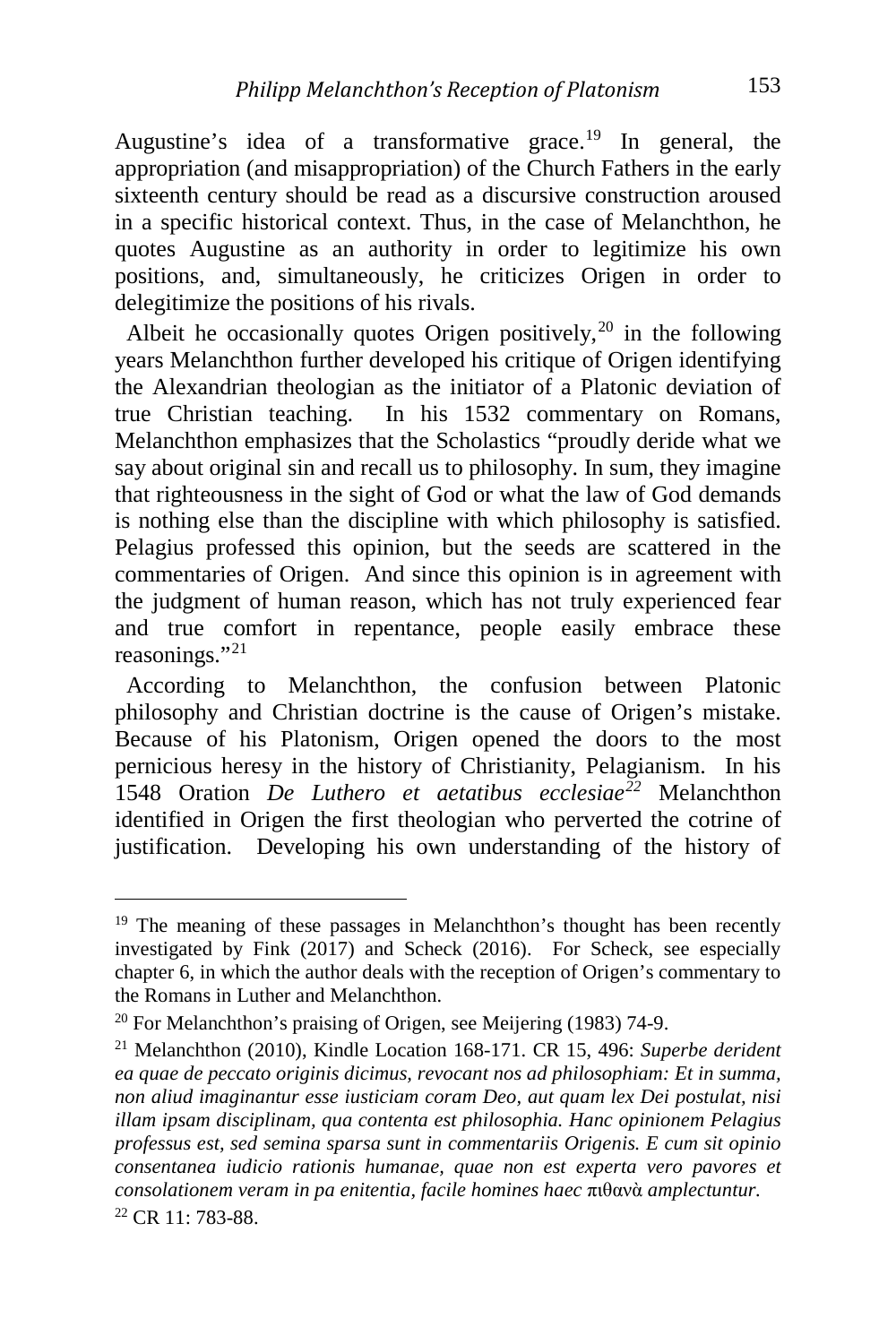Augustine's idea of a transformative grace.[19] In general, the appropriation (and misappropriation) of the Church Fathers in the early sixteenth century should be read as a discursive construction aroused in a specific historical context. Thus, in the case of Melanchthon, he quotes Augustine as an authority in order to legitimize his own positions, and, simultaneously, he criticizes Origen in order to delegitimize the positions of his rivals.

Albeit he occasionally quotes Origen positively,[20] in the following years Melanchthon further developed his critique of Origen identifying the Alexandrian theologian as the initiator of a Platonic deviation of true Christian teaching. In his 1532 commentary on Romans, Melanchthon emphasizes that the Scholastics "proudly deride what we say about original sin and recall us to philosophy. In sum, they imagine that righteousness in the sight of God or what the law of God demands is nothing else than the discipline with which philosophy is satisfied. Pelagius professed this opinion, but the seeds are scattered in the commentaries of Origen. And since this opinion is in agreement with the judgment of human reason, which has not truly experienced fear and true comfort in repentance, people easily embrace these reasonings."[21]

According to Melanchthon, the confusion between Platonic philosophy and Christian doctrine is the cause of Origen's mistake. Because of his Platonism, Origen opened the doors to the most pernicious heresy in the history of Christianity, Pelagianism. In his 1548 Oration *De Luthero et aetatibus ecclesiae*[22] Melanchthon identified in Origen the first theologian who perverted the cotrine of justification. Developing his own understanding of the history of

---

[19] The meaning of these passages in Melanchthon's thought has been recently investigated by Fink (2017) and Scheck (2016). For Scheck, see especially chapter 6, in which the author deals with the reception of Origen's commentary to the Romans in Luther and Melanchthon.

[20] For Melanchthon's praising of Origen, see Meijering (1983) 74-9.

[21] Melanchthon (2010), Kindle Location 168-171. CR 15, 496: *Superbe derident ea quae de peccato originis dicimus, revocant nos ad philosophiam: Et in summa, non aliud imaginantur esse iusticiam coram Deo, aut quam lex Dei postulat, nisi illam ipsam disciplinam, qua contenta est philosophia. Hanc opinionem Pelagius professus est, sed semina sparsa sunt in commentariis Origenis. E cum sit opinio consentanea iudicio rationis humanae, quae non est experta vero pavores et consolationem veram in pa enitentia, facile homines haec* πιθανὰ *amplectuntur.*

[22] CR 11: 783-88.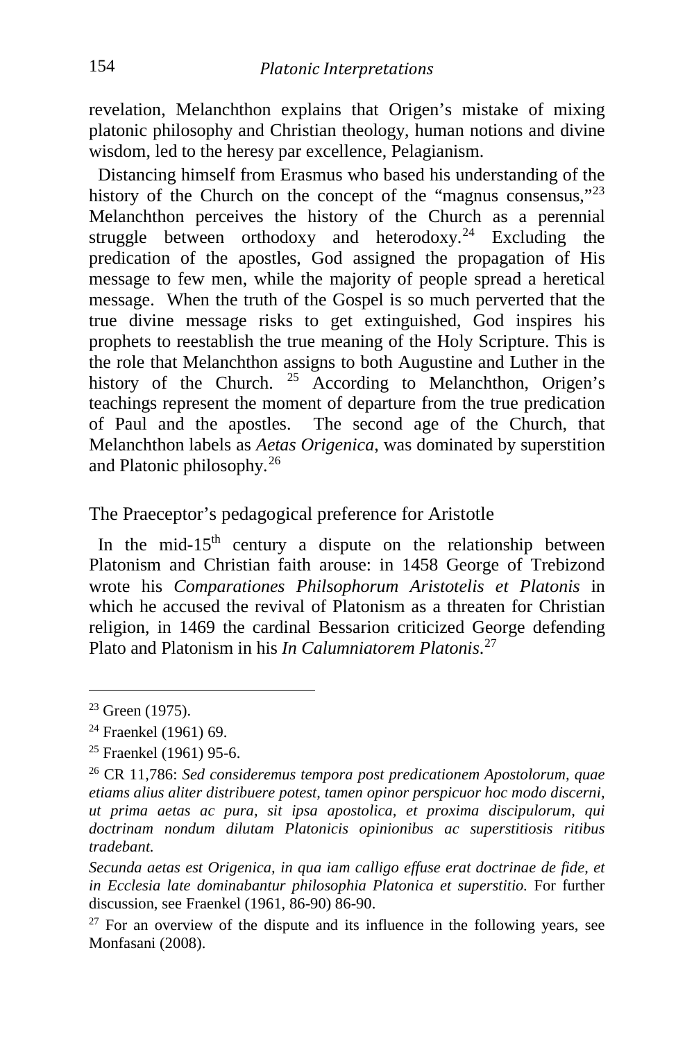revelation, Melanchthon explains that Origen's mistake of mixing platonic philosophy and Christian theology, human notions and divine wisdom, led to the heresy par excellence, Pelagianism.

Distancing himself from Erasmus who based his understanding of the history of the Church on the concept of the "magnus consensus,"[23] Melanchthon perceives the history of the Church as a perennial struggle between orthodoxy and heterodoxy.[24] Excluding the predication of the apostles, God assigned the propagation of His message to few men, while the majority of people spread a heretical message. When the truth of the Gospel is so much perverted that the true divine message risks to get extinguished, God inspires his prophets to reestablish the true meaning of the Holy Scripture. This is the role that Melanchthon assigns to both Augustine and Luther in the history of the Church.[25] According to Melanchthon, Origen's teachings represent the moment of departure from the true predication of Paul and the apostles. The second age of the Church, that Melanchthon labels as *Aetas Origenica,* was dominated by superstition and Platonic philosophy.[26]

## The Praeceptor's pedagogical preference for Aristotle

In the mid-15th century a dispute on the relationship between Platonism and Christian faith arouse: in 1458 George of Trebizond wrote his *Comparationes Philsophorum Aristotelis et Platonis* in which he accused the revival of Platonism as a threaten for Christian religion, in 1469 the cardinal Bessarion criticized George defending Plato and Platonism in his *In Calumniatorem Platonis*.[27]

---

[23] Green (1975).

[24] Fraenkel (1961) 69.

[25] Fraenkel (1961) 95-6.

[26] CR 11,786: *Sed consideremus tempora post predicationem Apostolorum, quae etiams alius aliter distribuere potest, tamen opinor perspicuor hoc modo discerni, ut prima aetas ac pura, sit ipsa apostolica, et proxima discipulorum, qui doctrinam nondum dilutam Platonicis opinionibus ac superstitiosis ritibus tradebant.*

*Secunda aetas est Origenica, in qua iam calligo effuse erat doctrinae de fide, et in Ecclesia late dominabantur philosophia Platonica et superstitio.* For further discussion, see Fraenkel (1961, 86-90) 86-90.

[27] For an overview of the dispute and its influence in the following years, see Monfasani (2008).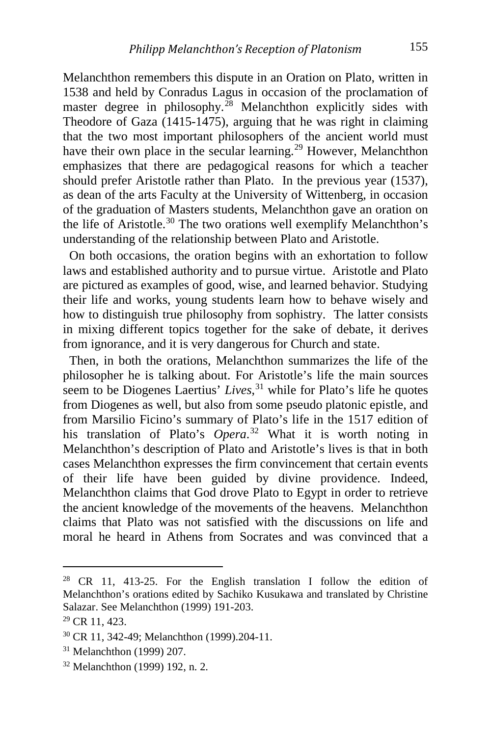Melanchthon remembers this dispute in an Oration on Plato, written in 1538 and held by Conradus Lagus in occasion of the proclamation of master degree in philosophy.[28] Melanchthon explicitly sides with Theodore of Gaza (1415-1475), arguing that he was right in claiming that the two most important philosophers of the ancient world must have their own place in the secular learning.[29] However, Melanchthon emphasizes that there are pedagogical reasons for which a teacher should prefer Aristotle rather than Plato. In the previous year (1537), as dean of the arts Faculty at the University of Wittenberg, in occasion of the graduation of Masters students, Melanchthon gave an oration on the life of Aristotle.[30] The two orations well exemplify Melanchthon's understanding of the relationship between Plato and Aristotle.

On both occasions, the oration begins with an exhortation to follow laws and established authority and to pursue virtue. Aristotle and Plato are pictured as examples of good, wise, and learned behavior. Studying their life and works, young students learn how to behave wisely and how to distinguish true philosophy from sophistry. The latter consists in mixing different topics together for the sake of debate, it derives from ignorance, and it is very dangerous for Church and state.

Then, in both the orations, Melanchthon summarizes the life of the philosopher he is talking about. For Aristotle's life the main sources seem to be Diogenes Laertius' *Lives*,[31] while for Plato's life he quotes from Diogenes as well, but also from some pseudo platonic epistle, and from Marsilio Ficino's summary of Plato's life in the 1517 edition of his translation of Plato's *Opera*.[32] What it is worth noting in Melanchthon's description of Plato and Aristotle's lives is that in both cases Melanchthon expresses the firm convincement that certain events of their life have been guided by divine providence. Indeed, Melanchthon claims that God drove Plato to Egypt in order to retrieve the ancient knowledge of the movements of the heavens. Melanchthon claims that Plato was not satisfied with the discussions on life and moral he heard in Athens from Socrates and was convinced that a

---

[28] CR 11, 413-25. For the English translation I follow the edition of Melanchthon's orations edited by Sachiko Kusukawa and translated by Christine Salazar. See Melanchthon (1999) 191-203.

[29] CR 11, 423.

[30] CR 11, 342-49; Melanchthon (1999).204-11.

[31] Melanchthon (1999) 207.

[32] Melanchthon (1999) 192, n. 2.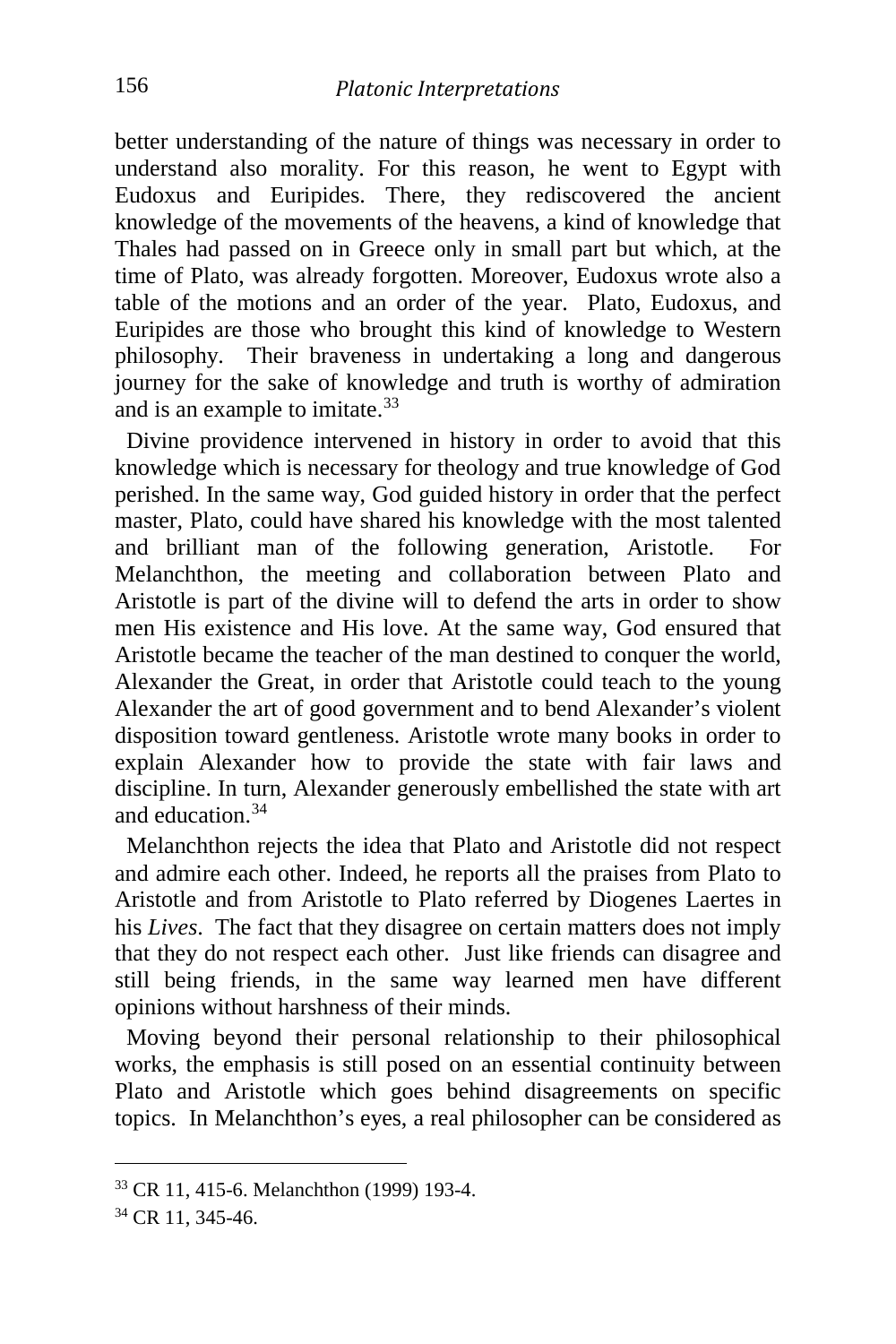better understanding of the nature of things was necessary in order to understand also morality. For this reason, he went to Egypt with Eudoxus and Euripides. There, they rediscovered the ancient knowledge of the movements of the heavens, a kind of knowledge that Thales had passed on in Greece only in small part but which, at the time of Plato, was already forgotten. Moreover, Eudoxus wrote also a table of the motions and an order of the year. Plato, Eudoxus, and Euripides are those who brought this kind of knowledge to Western philosophy. Their braveness in undertaking a long and dangerous journey for the sake of knowledge and truth is worthy of admiration and is an example to imitate.[33]

Divine providence intervened in history in order to avoid that this knowledge which is necessary for theology and true knowledge of God perished. In the same way, God guided history in order that the perfect master, Plato, could have shared his knowledge with the most talented and brilliant man of the following generation, Aristotle. For Melanchthon, the meeting and collaboration between Plato and Aristotle is part of the divine will to defend the arts in order to show men His existence and His love. At the same way, God ensured that Aristotle became the teacher of the man destined to conquer the world, Alexander the Great, in order that Aristotle could teach to the young Alexander the art of good government and to bend Alexander's violent disposition toward gentleness. Aristotle wrote many books in order to explain Alexander how to provide the state with fair laws and discipline. In turn, Alexander generously embellished the state with art and education.[34]

Melanchthon rejects the idea that Plato and Aristotle did not respect and admire each other. Indeed, he reports all the praises from Plato to Aristotle and from Aristotle to Plato referred by Diogenes Laertes in his *Lives*. The fact that they disagree on certain matters does not imply that they do not respect each other. Just like friends can disagree and still being friends, in the same way learned men have different opinions without harshness of their minds.

Moving beyond their personal relationship to their philosophical works, the emphasis is still posed on an essential continuity between Plato and Aristotle which goes behind disagreements on specific topics. In Melanchthon's eyes, a real philosopher can be considered as

---

[33] CR 11, 415-6. Melanchthon (1999) 193-4.

[34] CR 11, 345-46.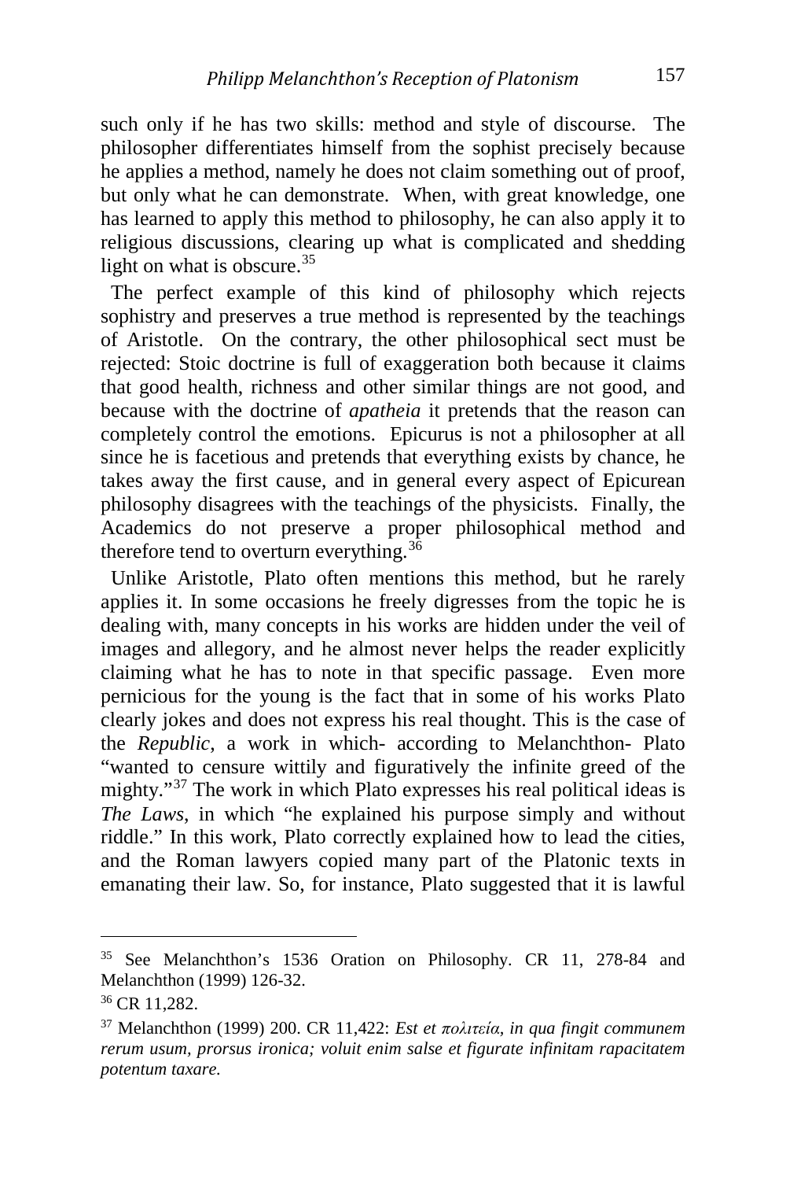such only if he has two skills: method and style of discourse. The philosopher differentiates himself from the sophist precisely because he applies a method, namely he does not claim something out of proof, but only what he can demonstrate. When, with great knowledge, one has learned to apply this method to philosophy, he can also apply it to religious discussions, clearing up what is complicated and shedding light on what is obscure.[35]

The perfect example of this kind of philosophy which rejects sophistry and preserves a true method is represented by the teachings of Aristotle. On the contrary, the other philosophical sect must be rejected: Stoic doctrine is full of exaggeration both because it claims that good health, richness and other similar things are not good, and because with the doctrine of *apatheia* it pretends that the reason can completely control the emotions. Epicurus is not a philosopher at all since he is facetious and pretends that everything exists by chance, he takes away the first cause, and in general every aspect of Epicurean philosophy disagrees with the teachings of the physicists. Finally, the Academics do not preserve a proper philosophical method and therefore tend to overturn everything.[36]

Unlike Aristotle, Plato often mentions this method, but he rarely applies it. In some occasions he freely digresses from the topic he is dealing with, many concepts in his works are hidden under the veil of images and allegory, and he almost never helps the reader explicitly claiming what he has to note in that specific passage. Even more pernicious for the young is the fact that in some of his works Plato clearly jokes and does not express his real thought. This is the case of the *Republic,* a work in which- according to Melanchthon- Plato "wanted to censure wittily and figuratively the infinite greed of the mighty."[37] The work in which Plato expresses his real political ideas is *The Laws*, in which "he explained his purpose simply and without riddle." In this work, Plato correctly explained how to lead the cities, and the Roman lawyers copied many part of the Platonic texts in emanating their law. So, for instance, Plato suggested that it is lawful

---

[35] See Melanchthon's 1536 Oration on Philosophy. CR 11, 278-84 and Melanchthon (1999) 126-32.

[36] CR 11,282.

[37] Melanchthon (1999) 200. CR 11,422: *Est et πολιτεία, in qua fingit communem rerum usum, prorsus ironica; voluit enim salse et figurate infinitam rapacitatem potentum taxare.*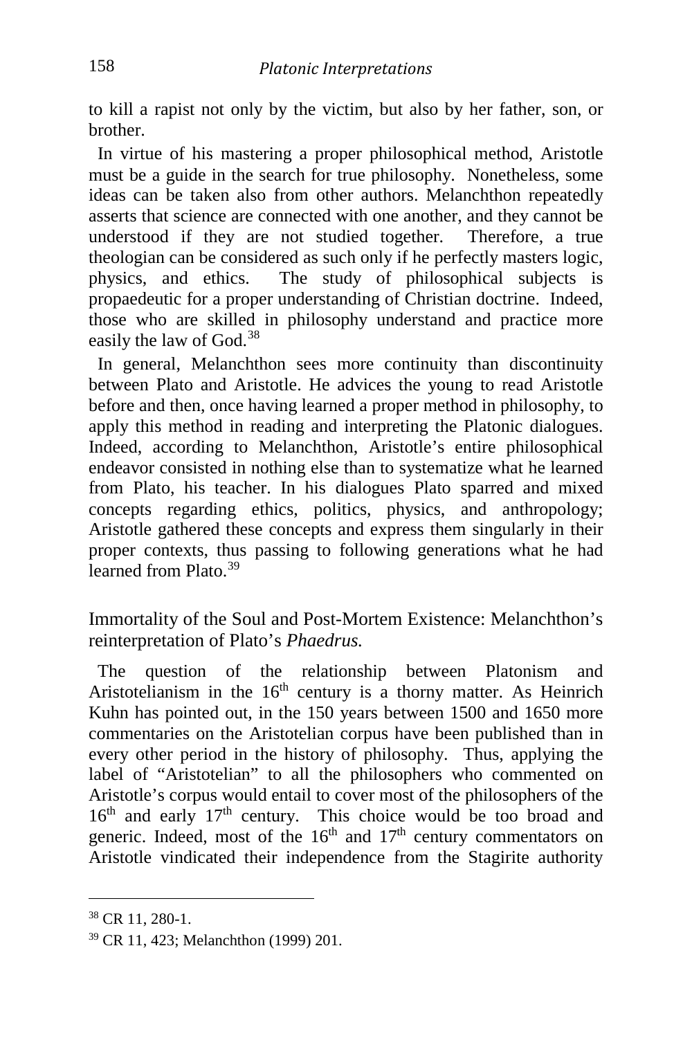to kill a rapist not only by the victim, but also by her father, son, or brother.

In virtue of his mastering a proper philosophical method, Aristotle must be a guide in the search for true philosophy. Nonetheless, some ideas can be taken also from other authors. Melanchthon repeatedly asserts that science are connected with one another, and they cannot be understood if they are not studied together. Therefore, a true theologian can be considered as such only if he perfectly masters logic, physics, and ethics. The study of philosophical subjects is propaedeutic for a proper understanding of Christian doctrine. Indeed, those who are skilled in philosophy understand and practice more easily the law of God.[38]

In general, Melanchthon sees more continuity than discontinuity between Plato and Aristotle. He advices the young to read Aristotle before and then, once having learned a proper method in philosophy, to apply this method in reading and interpreting the Platonic dialogues. Indeed, according to Melanchthon, Aristotle's entire philosophical endeavor consisted in nothing else than to systematize what he learned from Plato, his teacher. In his dialogues Plato sparred and mixed concepts regarding ethics, politics, physics, and anthropology; Aristotle gathered these concepts and express them singularly in their proper contexts, thus passing to following generations what he had learned from Plato.[39]

## Immortality of the Soul and Post-Mortem Existence: Melanchthon's reinterpretation of Plato's *Phaedrus.*

The question of the relationship between Platonism and Aristotelianism in the 16th century is a thorny matter. As Heinrich Kuhn has pointed out, in the 150 years between 1500 and 1650 more commentaries on the Aristotelian corpus have been published than in every other period in the history of philosophy. Thus, applying the label of "Aristotelian" to all the philosophers who commented on Aristotle's corpus would entail to cover most of the philosophers of the 16th and early 17th century. This choice would be too broad and generic. Indeed, most of the 16th and 17th century commentators on Aristotle vindicated their independence from the Stagirite authority

---

[38] CR 11, 280-1.

[39] CR 11, 423; Melanchthon (1999) 201.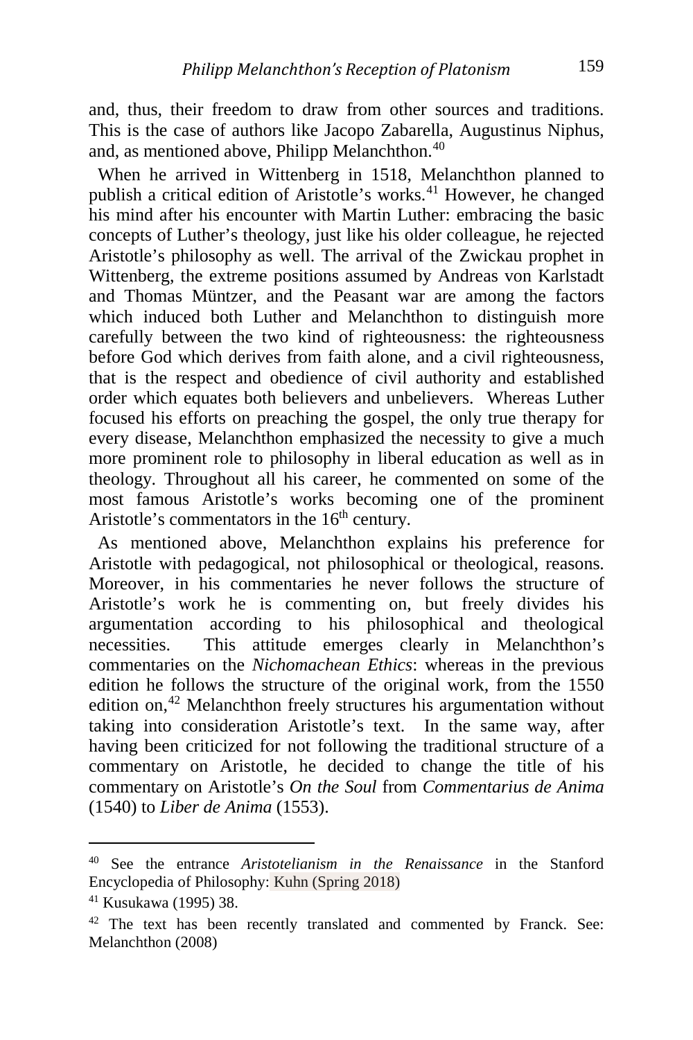and, thus, their freedom to draw from other sources and traditions. This is the case of authors like Jacopo Zabarella, Augustinus Niphus, and, as mentioned above, Philipp Melanchthon.[40]

When he arrived in Wittenberg in 1518, Melanchthon planned to publish a critical edition of Aristotle's works.[41] However, he changed his mind after his encounter with Martin Luther: embracing the basic concepts of Luther's theology, just like his older colleague, he rejected Aristotle's philosophy as well. The arrival of the Zwickau prophet in Wittenberg, the extreme positions assumed by Andreas von Karlstadt and Thomas Müntzer, and the Peasant war are among the factors which induced both Luther and Melanchthon to distinguish more carefully between the two kind of righteousness: the righteousness before God which derives from faith alone, and a civil righteousness, that is the respect and obedience of civil authority and established order which equates both believers and unbelievers. Whereas Luther focused his efforts on preaching the gospel, the only true therapy for every disease, Melanchthon emphasized the necessity to give a much more prominent role to philosophy in liberal education as well as in theology. Throughout all his career, he commented on some of the most famous Aristotle's works becoming one of the prominent Aristotle's commentators in the 16th century.

As mentioned above, Melanchthon explains his preference for Aristotle with pedagogical, not philosophical or theological, reasons. Moreover, in his commentaries he never follows the structure of Aristotle's work he is commenting on, but freely divides his argumentation according to his philosophical and theological necessities. This attitude emerges clearly in Melanchthon's commentaries on the *Nichomachean Ethics*: whereas in the previous edition he follows the structure of the original work, from the 1550 edition on,[42] Melanchthon freely structures his argumentation without taking into consideration Aristotle's text. In the same way, after having been criticized for not following the traditional structure of a commentary on Aristotle, he decided to change the title of his commentary on Aristotle's *On the Soul* from *Commentarius de Anima* (1540) to *Liber de Anima* (1553).

---

[40] See the entrance *Aristotelianism in the Renaissance* in the Stanford Encyclopedia of Philosophy: Kuhn (Spring 2018)

[41] Kusukawa (1995) 38.

[42] The text has been recently translated and commented by Franck. See: Melanchthon (2008)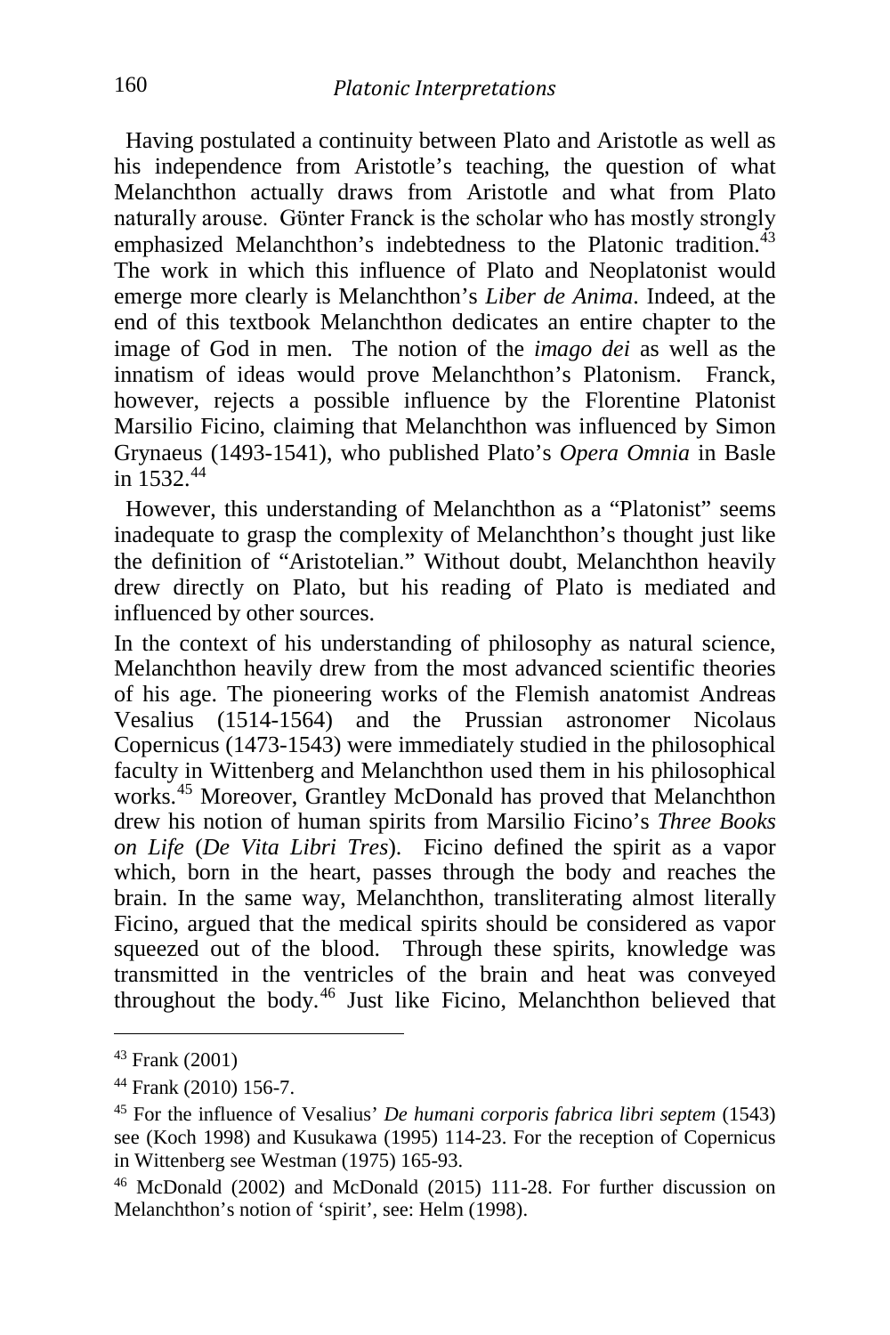Having postulated a continuity between Plato and Aristotle as well as his independence from Aristotle's teaching, the question of what Melanchthon actually draws from Aristotle and what from Plato naturally arouse. Gǘnter Franck is the scholar who has mostly strongly emphasized Melanchthon's indebtedness to the Platonic tradition.[43] The work in which this influence of Plato and Neoplatonist would emerge more clearly is Melanchthon's *Liber de Anima*. Indeed, at the end of this textbook Melanchthon dedicates an entire chapter to the image of God in men. The notion of the *imago dei* as well as the innatism of ideas would prove Melanchthon's Platonism. Franck, however, rejects a possible influence by the Florentine Platonist Marsilio Ficino, claiming that Melanchthon was influenced by Simon Grynaeus (1493-1541), who published Plato's *Opera Omnia* in Basle in 1532.[44]

However, this understanding of Melanchthon as a "Platonist" seems inadequate to grasp the complexity of Melanchthon's thought just like the definition of "Aristotelian." Without doubt, Melanchthon heavily drew directly on Plato, but his reading of Plato is mediated and influenced by other sources.

In the context of his understanding of philosophy as natural science, Melanchthon heavily drew from the most advanced scientific theories of his age. The pioneering works of the Flemish anatomist Andreas Vesalius (1514-1564) and the Prussian astronomer Nicolaus Copernicus (1473-1543) were immediately studied in the philosophical faculty in Wittenberg and Melanchthon used them in his philosophical works.[45] Moreover, Grantley McDonald has proved that Melanchthon drew his notion of human spirits from Marsilio Ficino's *Three Books on Life* (*De Vita Libri Tres*). Ficino defined the spirit as a vapor which, born in the heart, passes through the body and reaches the brain. In the same way, Melanchthon, transliterating almost literally Ficino, argued that the medical spirits should be considered as vapor squeezed out of the blood. Through these spirits, knowledge was transmitted in the ventricles of the brain and heat was conveyed throughout the body.[46] Just like Ficino, Melanchthon believed that

---

[43] Frank (2001)

[44] Frank (2010) 156-7.

[45] For the influence of Vesalius' *De humani corporis fabrica libri septem* (1543) see (Koch 1998) and Kusukawa (1995) 114-23. For the reception of Copernicus in Wittenberg see Westman (1975) 165-93.

[46] McDonald (2002) and McDonald (2015) 111-28. For further discussion on Melanchthon's notion of 'spirit', see: Helm (1998).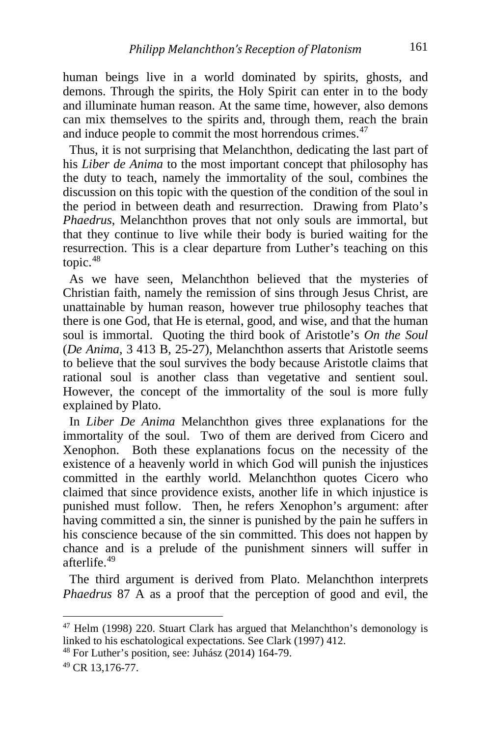human beings live in a world dominated by spirits, ghosts, and demons. Through the spirits, the Holy Spirit can enter in to the body and illuminate human reason. At the same time, however, also demons can mix themselves to the spirits and, through them, reach the brain and induce people to commit the most horrendous crimes.[47]

Thus, it is not surprising that Melanchthon, dedicating the last part of his *Liber de Anima* to the most important concept that philosophy has the duty to teach, namely the immortality of the soul, combines the discussion on this topic with the question of the condition of the soul in the period in between death and resurrection. Drawing from Plato's *Phaedrus*, Melanchthon proves that not only souls are immortal, but that they continue to live while their body is buried waiting for the resurrection. This is a clear departure from Luther's teaching on this topic.[48]

As we have seen, Melanchthon believed that the mysteries of Christian faith, namely the remission of sins through Jesus Christ, are unattainable by human reason, however true philosophy teaches that there is one God, that He is eternal, good, and wise, and that the human soul is immortal. Quoting the third book of Aristotle's *On the Soul* (*De Anima*, 3 413 B, 25-27), Melanchthon asserts that Aristotle seems to believe that the soul survives the body because Aristotle claims that rational soul is another class than vegetative and sentient soul. However, the concept of the immortality of the soul is more fully explained by Plato.

In *Liber De Anima* Melanchthon gives three explanations for the immortality of the soul. Two of them are derived from Cicero and Xenophon. Both these explanations focus on the necessity of the existence of a heavenly world in which God will punish the injustices committed in the earthly world. Melanchthon quotes Cicero who claimed that since providence exists, another life in which injustice is punished must follow. Then, he refers Xenophon's argument: after having committed a sin, the sinner is punished by the pain he suffers in his conscience because of the sin committed. This does not happen by chance and is a prelude of the punishment sinners will suffer in afterlife.[49]

The third argument is derived from Plato. Melanchthon interprets *Phaedrus* 87 A as a proof that the perception of good and evil, the

---

[47] Helm (1998) 220. Stuart Clark has argued that Melanchthon's demonology is linked to his eschatological expectations. See Clark (1997) 412.

[48] For Luther's position, see: Juhász (2014) 164-79.

[49] CR 13,176-77.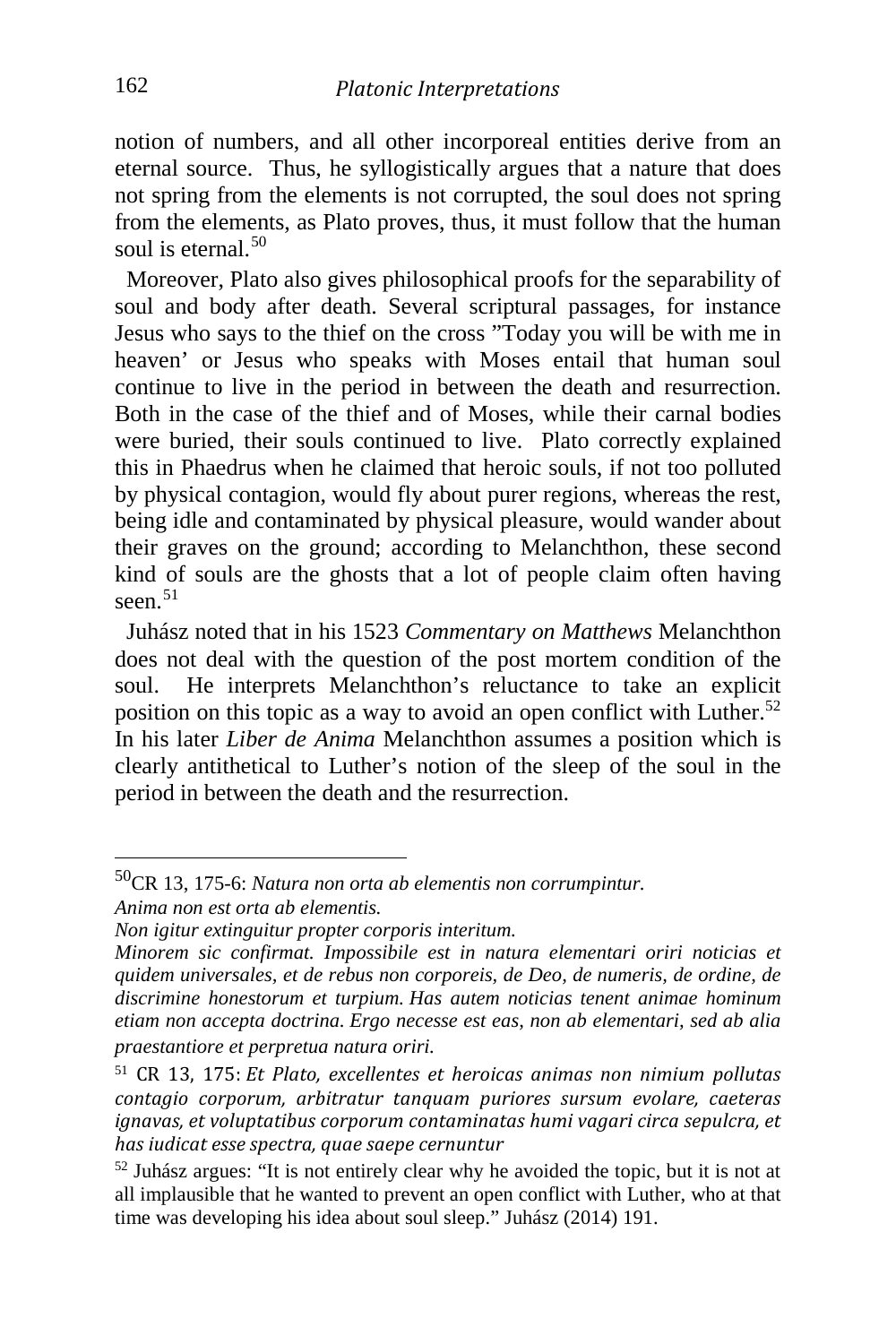notion of numbers, and all other incorporeal entities derive from an eternal source. Thus, he syllogistically argues that a nature that does not spring from the elements is not corrupted, the soul does not spring from the elements, as Plato proves, thus, it must follow that the human soul is eternal.[50]

Moreover, Plato also gives philosophical proofs for the separability of soul and body after death. Several scriptural passages, for instance Jesus who says to the thief on the cross ”Today you will be with me in heaven’ or Jesus who speaks with Moses entail that human soul continue to live in the period in between the death and resurrection. Both in the case of the thief and of Moses, while their carnal bodies were buried, their souls continued to live. Plato correctly explained this in Phaedrus when he claimed that heroic souls, if not too polluted by physical contagion, would fly about purer regions, whereas the rest, being idle and contaminated by physical pleasure, would wander about their graves on the ground; according to Melanchthon, these second kind of souls are the ghosts that a lot of people claim often having seen.[51]

Juhász noted that in his 1523 *Commentary on Matthews* Melanchthon does not deal with the question of the post mortem condition of the soul. He interprets Melanchthon’s reluctance to take an explicit position on this topic as a way to avoid an open conflict with Luther.[52] In his later *Liber de Anima* Melanchthon assumes a position which is clearly antithetical to Luther’s notion of the sleep of the soul in the period in between the death and the resurrection.

---

[50] CR 13, 175-6: *Natura non orta ab elementis non corrumpintur.*
*Anima non est orta ab elementis.*
*Non igitur extinguitur propter corporis interitum.*
*Minorem sic confirmat. Impossibile est in natura elementari oriri noticias et quidem universales, et de rebus non corporeis, de Deo, de numeris, de ordine, de discrimine honestorum et turpium. Has autem noticias tenent animae hominum etiam non accepta doctrina. Ergo necesse est eas, non ab elementari, sed ab alia praestantiore et perpretua natura oriri.*

[51] CR 13, 175: *Et Plato, excellentes et heroicas animas non nimium pollutas contagio corporum, arbitratur tanquam puriores sursum evolare, caeteras ignavas, et voluptatibus corporum contaminatas humi vagari circa sepulcra, et has iudicat esse spectra, quae saepe cernuntur*

[52] Juhász argues: “It is not entirely clear why he avoided the topic, but it is not at all implausible that he wanted to prevent an open conflict with Luther, who at that time was developing his idea about soul sleep.” Juhász (2014) 191.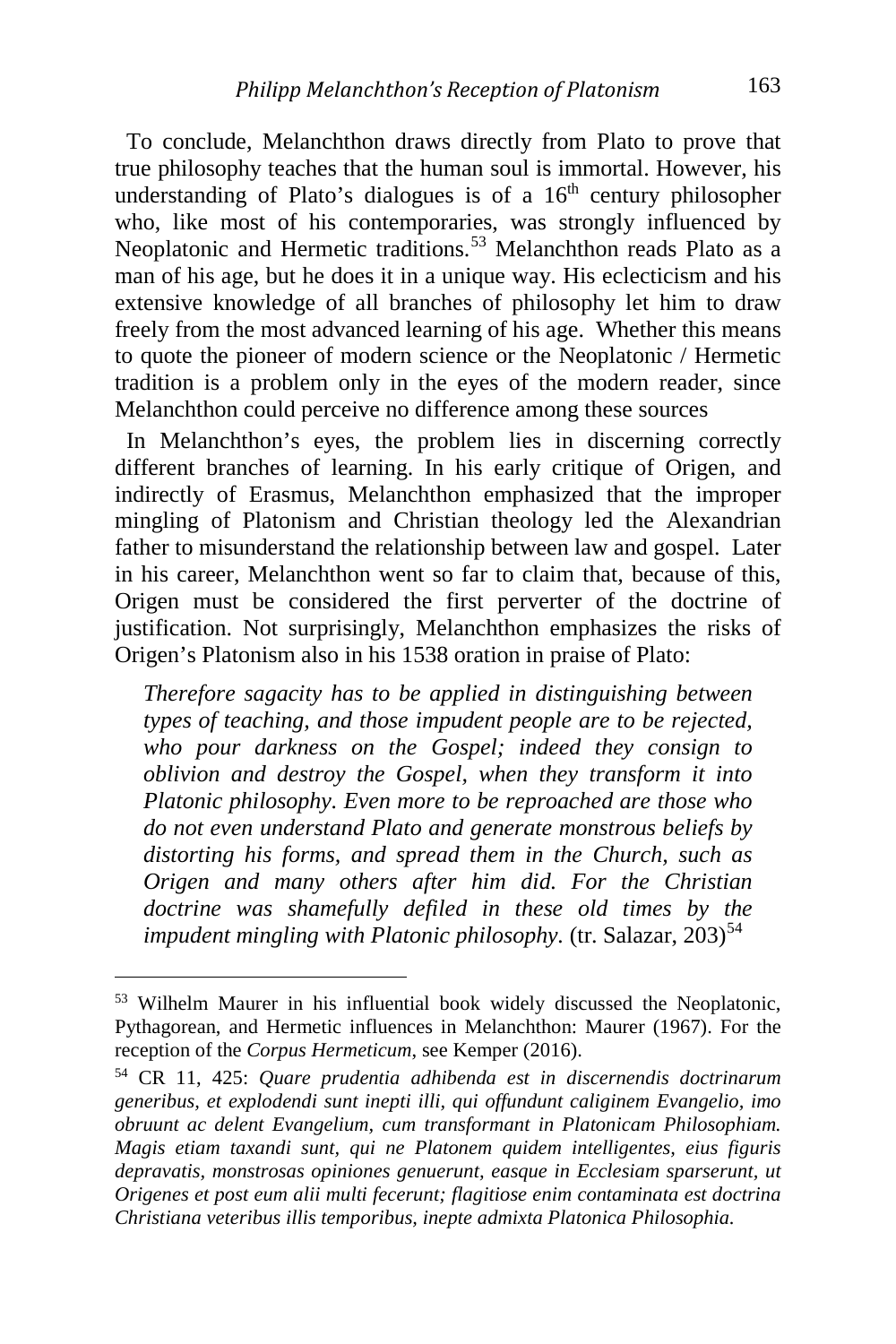To conclude, Melanchthon draws directly from Plato to prove that true philosophy teaches that the human soul is immortal. However, his understanding of Plato's dialogues is of a 16th century philosopher who, like most of his contemporaries, was strongly influenced by Neoplatonic and Hermetic traditions.[53] Melanchthon reads Plato as a man of his age, but he does it in a unique way. His eclecticism and his extensive knowledge of all branches of philosophy let him to draw freely from the most advanced learning of his age. Whether this means to quote the pioneer of modern science or the Neoplatonic / Hermetic tradition is a problem only in the eyes of the modern reader, since Melanchthon could perceive no difference among these sources

In Melanchthon's eyes, the problem lies in discerning correctly different branches of learning. In his early critique of Origen, and indirectly of Erasmus, Melanchthon emphasized that the improper mingling of Platonism and Christian theology led the Alexandrian father to misunderstand the relationship between law and gospel. Later in his career, Melanchthon went so far to claim that, because of this, Origen must be considered the first perverter of the doctrine of justification. Not surprisingly, Melanchthon emphasizes the risks of Origen's Platonism also in his 1538 oration in praise of Plato:

> *Therefore sagacity has to be applied in distinguishing between types of teaching, and those impudent people are to be rejected, who pour darkness on the Gospel; indeed they consign to oblivion and destroy the Gospel, when they transform it into Platonic philosophy. Even more to be reproached are those who do not even understand Plato and generate monstrous beliefs by distorting his forms, and spread them in the Church, such as Origen and many others after him did. For the Christian doctrine was shamefully defiled in these old times by the impudent mingling with Platonic philosophy.* (tr. Salazar, 203)[54]

---

[53] Wilhelm Maurer in his influential book widely discussed the Neoplatonic, Pythagorean, and Hermetic influences in Melanchthon: Maurer (1967). For the reception of the *Corpus Hermeticum*, see Kemper (2016).

[54] CR 11, 425: *Quare prudentia adhibenda est in discernendis doctrinarum generibus, et explodendi sunt inepti illi, qui offundunt caliginem Evangelio, imo obruunt ac delent Evangelium, cum transformant in Platonicam Philosophiam. Magis etiam taxandi sunt, qui ne Platonem quidem intelligentes, eius figuris depravatis, monstrosas opiniones genuerunt, easque in Ecclesiam sparserunt, ut Origenes et post eum alii multi fecerunt; flagitiose enim contaminata est doctrina Christiana veteribus illis temporibus, inepte admixta Platonica Philosophia.*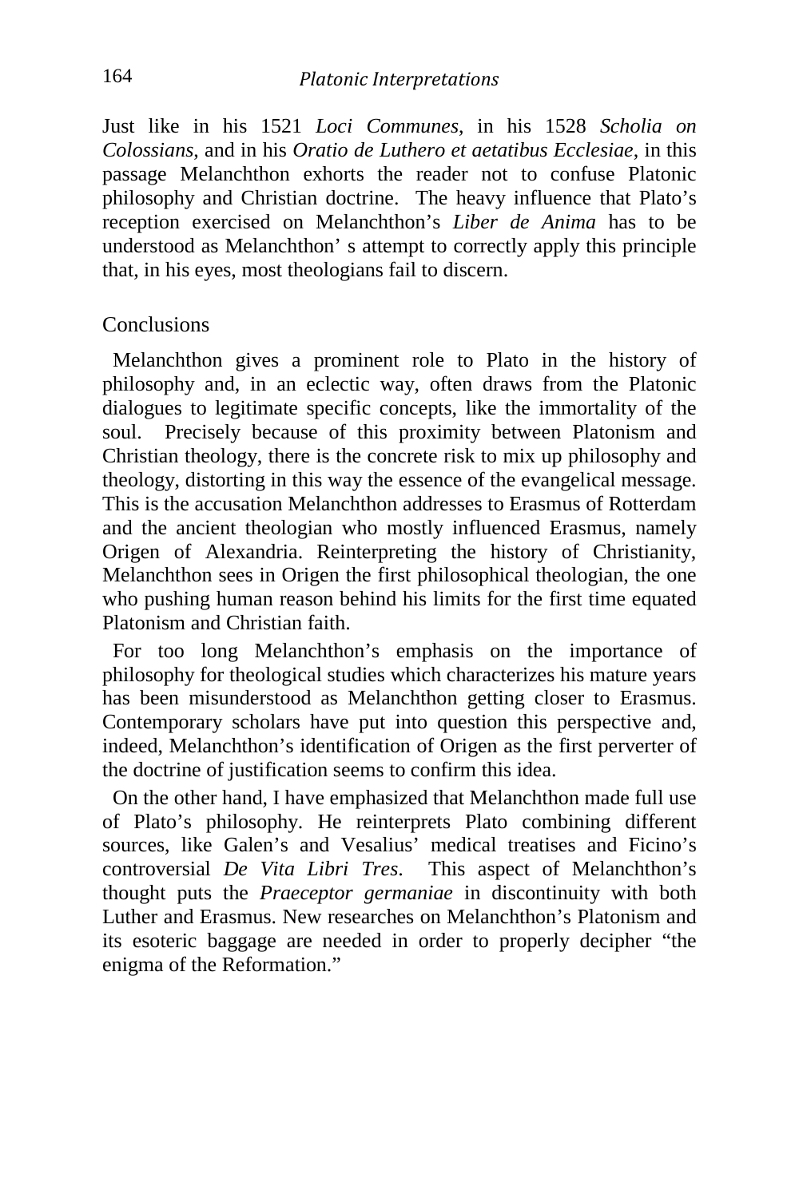Just like in his 1521 *Loci Communes*, in his 1528 *Scholia on Colossians*, and in his *Oratio de Luthero et aetatibus Ecclesiae*, in this passage Melanchthon exhorts the reader not to confuse Platonic philosophy and Christian doctrine. The heavy influence that Plato's reception exercised on Melanchthon's *Liber de Anima* has to be understood as Melanchthon' s attempt to correctly apply this principle that, in his eyes, most theologians fail to discern.

## Conclusions

Melanchthon gives a prominent role to Plato in the history of philosophy and, in an eclectic way, often draws from the Platonic dialogues to legitimate specific concepts, like the immortality of the soul. Precisely because of this proximity between Platonism and Christian theology, there is the concrete risk to mix up philosophy and theology, distorting in this way the essence of the evangelical message. This is the accusation Melanchthon addresses to Erasmus of Rotterdam and the ancient theologian who mostly influenced Erasmus, namely Origen of Alexandria. Reinterpreting the history of Christianity, Melanchthon sees in Origen the first philosophical theologian, the one who pushing human reason behind his limits for the first time equated Platonism and Christian faith.

For too long Melanchthon's emphasis on the importance of philosophy for theological studies which characterizes his mature years has been misunderstood as Melanchthon getting closer to Erasmus. Contemporary scholars have put into question this perspective and, indeed, Melanchthon's identification of Origen as the first perverter of the doctrine of justification seems to confirm this idea.

On the other hand, I have emphasized that Melanchthon made full use of Plato's philosophy. He reinterprets Plato combining different sources, like Galen's and Vesalius' medical treatises and Ficino's controversial *De Vita Libri Tres*. This aspect of Melanchthon's thought puts the *Praeceptor germaniae* in discontinuity with both Luther and Erasmus. New researches on Melanchthon's Platonism and its esoteric baggage are needed in order to properly decipher "the enigma of the Reformation."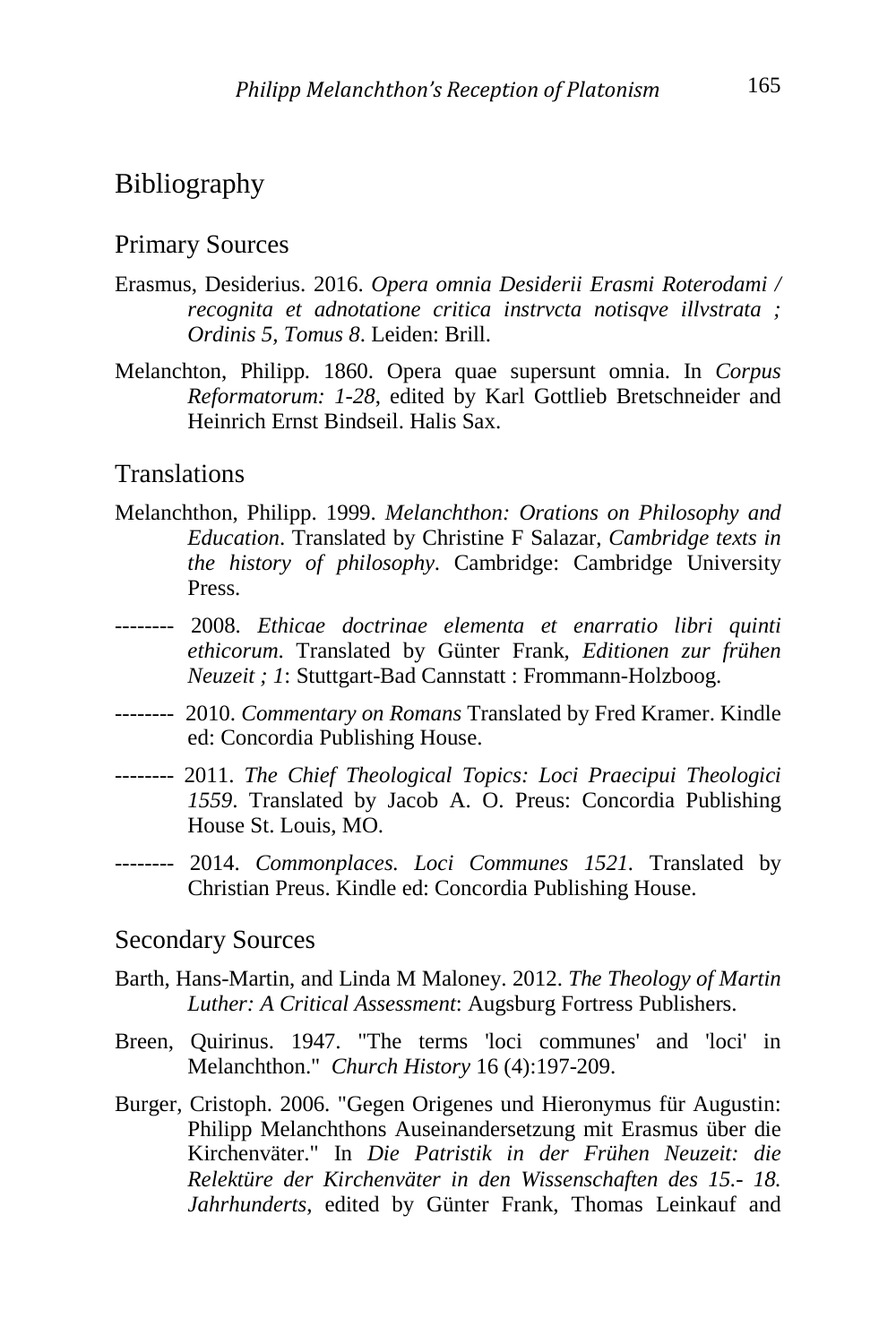# Bibliography

## Primary Sources

Erasmus, Desiderius. 2016. *Opera omnia Desiderii Erasmi Roterodami / recognita et adnotatione critica instrvcta notisqve illvstrata ; Ordinis 5, Tomus 8*. Leiden: Brill.

Melanchton, Philipp. 1860. Opera quae supersunt omnia. In *Corpus Reformatorum: 1-28*, edited by Karl Gottlieb Bretschneider and Heinrich Ernst Bindseil. Halis Sax.

## Translations

Melanchthon, Philipp. 1999. *Melanchthon: Orations on Philosophy and Education*. Translated by Christine F Salazar, *Cambridge texts in the history of philosophy*. Cambridge: Cambridge University Press.

-------- 2008. *Ethicae doctrinae elementa et enarratio libri quinti ethicorum*. Translated by Günter Frank, *Editionen zur frühen Neuzeit ; 1*: Stuttgart-Bad Cannstatt : Frommann-Holzboog.

-------- 2010. *Commentary on Romans* Translated by Fred Kramer. Kindle ed: Concordia Publishing House.

-------- 2011. *The Chief Theological Topics: Loci Praecipui Theologici 1559*. Translated by Jacob A. O. Preus: Concordia Publishing House St. Louis, MO.

-------- 2014. *Commonplaces. Loci Communes 1521.* Translated by Christian Preus. Kindle ed: Concordia Publishing House.

## Secondary Sources

Barth, Hans-Martin, and Linda M Maloney. 2012. *The Theology of Martin Luther: A Critical Assessment*: Augsburg Fortress Publishers.

Breen, Quirinus. 1947. "The terms 'loci communes' and 'loci' in Melanchthon." *Church History* 16 (4):197-209.

Burger, Cristoph. 2006. "Gegen Origenes und Hieronymus für Augustin: Philipp Melanchthons Auseinandersetzung mit Erasmus über die Kirchenväter." In *Die Patristik in der Frühen Neuzeit: die Relektüre der Kirchenväter in den Wissenschaften des 15.- 18. Jahrhunderts*, edited by Günter Frank, Thomas Leinkauf and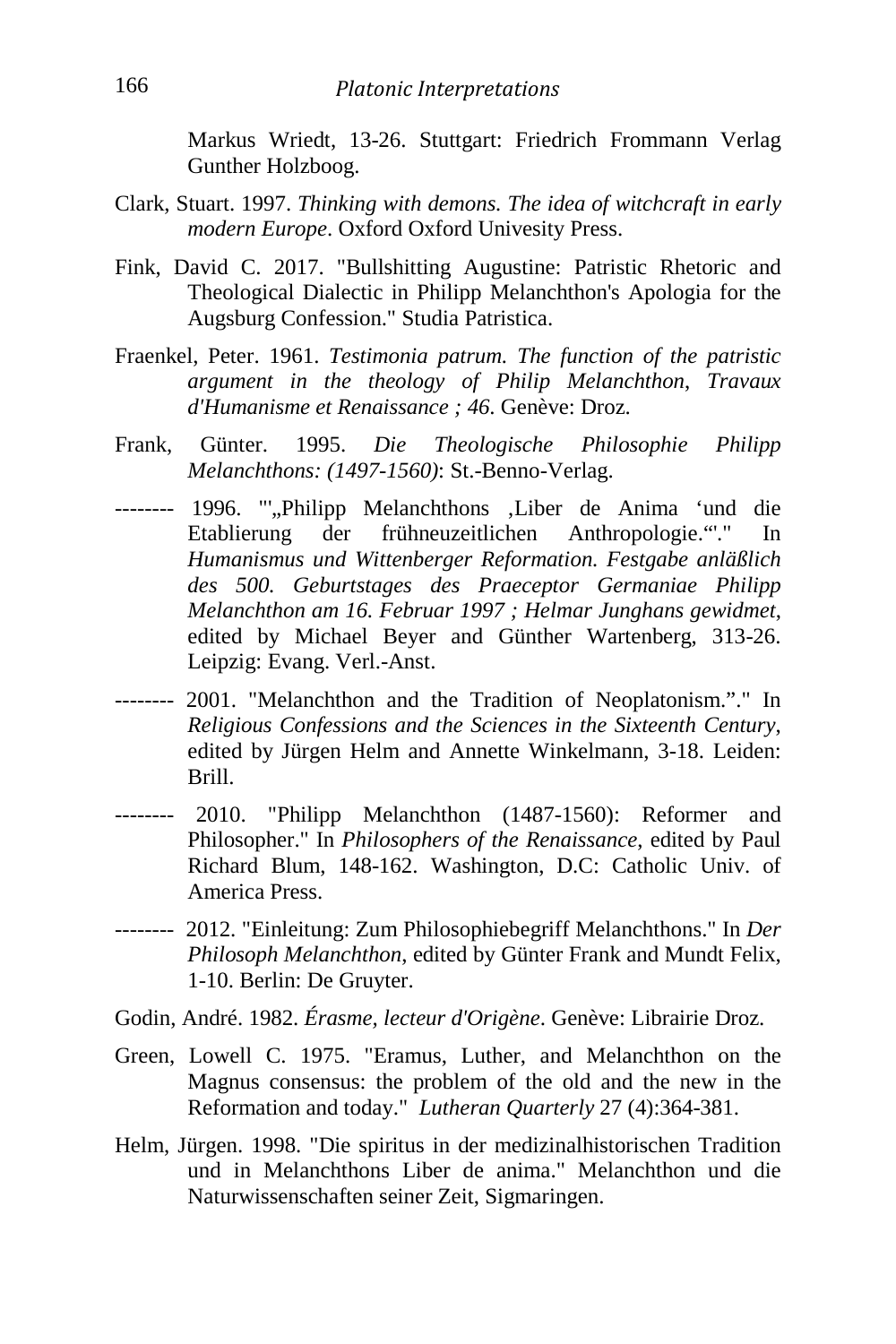Markus Wriedt, 13-26. Stuttgart: Friedrich Frommann Verlag Gunther Holzboog.

Clark, Stuart. 1997. *Thinking with demons. The idea of witchcraft in early modern Europe*. Oxford Oxford Univesity Press.

Fink, David C. 2017. "Bullshitting Augustine: Patristic Rhetoric and Theological Dialectic in Philipp Melanchthon's Apologia for the Augsburg Confession." Studia Patristica.

Fraenkel, Peter. 1961. *Testimonia patrum. The function of the patristic argument in the theology of Philip Melanchthon*, *Travaux d'Humanisme et Renaissance ; 46*. Genève: Droz.

Frank, Günter. 1995. *Die Theologische Philosophie Philipp Melanchthons: (1497-1560)*: St.-Benno-Verlag.

-------- 1996. "'„Philipp Melanchthons ‚Liber de Anima ‘und die Etablierung der frühneuzeitlichen Anthropologie.“'." In *Humanismus und Wittenberger Reformation. Festgabe anläßlich des 500. Geburtstages des Praeceptor Germaniae Philipp Melanchthon am 16. Februar 1997 ; Helmar Junghans gewidmet*, edited by Michael Beyer and Günther Wartenberg, 313-26. Leipzig: Evang. Verl.-Anst.

-------- 2001. "Melanchthon and the Tradition of Neoplatonism.”." In *Religious Confessions and the Sciences in the Sixteenth Century*, edited by Jürgen Helm and Annette Winkelmann, 3-18. Leiden: Brill.

-------- 2010. "Philipp Melanchthon (1487-1560): Reformer and Philosopher." In *Philosophers of the Renaissance*, edited by Paul Richard Blum, 148-162. Washington, D.C: Catholic Univ. of America Press.

-------- 2012. "Einleitung: Zum Philosophiebegriff Melanchthons." In *Der Philosoph Melanchthon*, edited by Günter Frank and Mundt Felix, 1-10. Berlin: De Gruyter.

Godin, André. 1982. *Érasme, lecteur d'Origène*. Genève: Librairie Droz.

Green, Lowell C. 1975. "Eramus, Luther, and Melanchthon on the Magnus consensus: the problem of the old and the new in the Reformation and today." *Lutheran Quarterly* 27 (4):364-381.

Helm, Jürgen. 1998. "Die spiritus in der medizinalhistorischen Tradition und in Melanchthons Liber de anima." Melanchthon und die Naturwissenschaften seiner Zeit, Sigmaringen.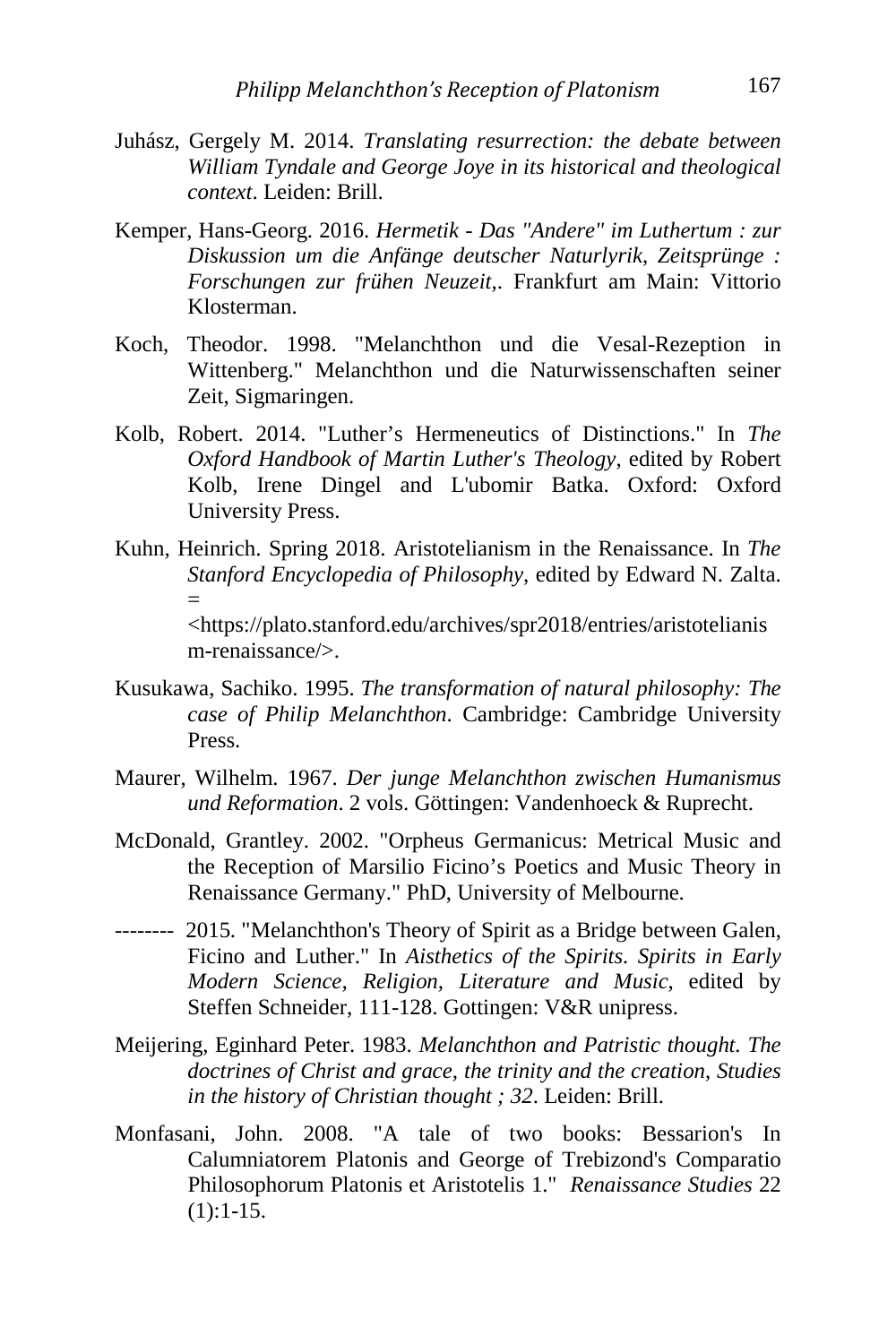Juhász, Gergely M. 2014. *Translating resurrection: the debate between William Tyndale and George Joye in its historical and theological context*. Leiden: Brill.

Kemper, Hans-Georg. 2016. *Hermetik - Das "Andere" im Luthertum : zur Diskussion um die Anfänge deutscher Naturlyrik, Zeitsprünge : Forschungen zur frühen Neuzeit,*. Frankfurt am Main: Vittorio Klosterman.

Koch, Theodor. 1998. "Melanchthon und die Vesal-Rezeption in Wittenberg." Melanchthon und die Naturwissenschaften seiner Zeit, Sigmaringen.

Kolb, Robert. 2014. "Luther's Hermeneutics of Distinctions." In *The Oxford Handbook of Martin Luther's Theology*, edited by Robert Kolb, Irene Dingel and L'ubomir Batka. Oxford: Oxford University Press.

Kuhn, Heinrich. Spring 2018. Aristotelianism in the Renaissance. In *The Stanford Encyclopedia of Philosophy*, edited by Edward N. Zalta. = <https://plato.stanford.edu/archives/spr2018/entries/aristotelianism-renaissance/>.

Kusukawa, Sachiko. 1995. *The transformation of natural philosophy: The case of Philip Melanchthon*. Cambridge: Cambridge University Press.

Maurer, Wilhelm. 1967. *Der junge Melanchthon zwischen Humanismus und Reformation*. 2 vols. Göttingen: Vandenhoeck & Ruprecht.

McDonald, Grantley. 2002. "Orpheus Germanicus: Metrical Music and the Reception of Marsilio Ficino's Poetics and Music Theory in Renaissance Germany." PhD, University of Melbourne.

-------- 2015. "Melanchthon's Theory of Spirit as a Bridge between Galen, Ficino and Luther." In *Aisthetics of the Spirits. Spirits in Early Modern Science, Religion, Literature and Music*, edited by Steffen Schneider, 111-128. Gottingen: V&R unipress.

Meijering, Eginhard Peter. 1983. *Melanchthon and Patristic thought. The doctrines of Christ and grace, the trinity and the creation, Studies in the history of Christian thought ; 32*. Leiden: Brill.

Monfasani, John. 2008. "A tale of two books: Bessarion's In Calumniatorem Platonis and George of Trebizond's Comparatio Philosophorum Platonis et Aristotelis 1." *Renaissance Studies* 22 (1):1-15.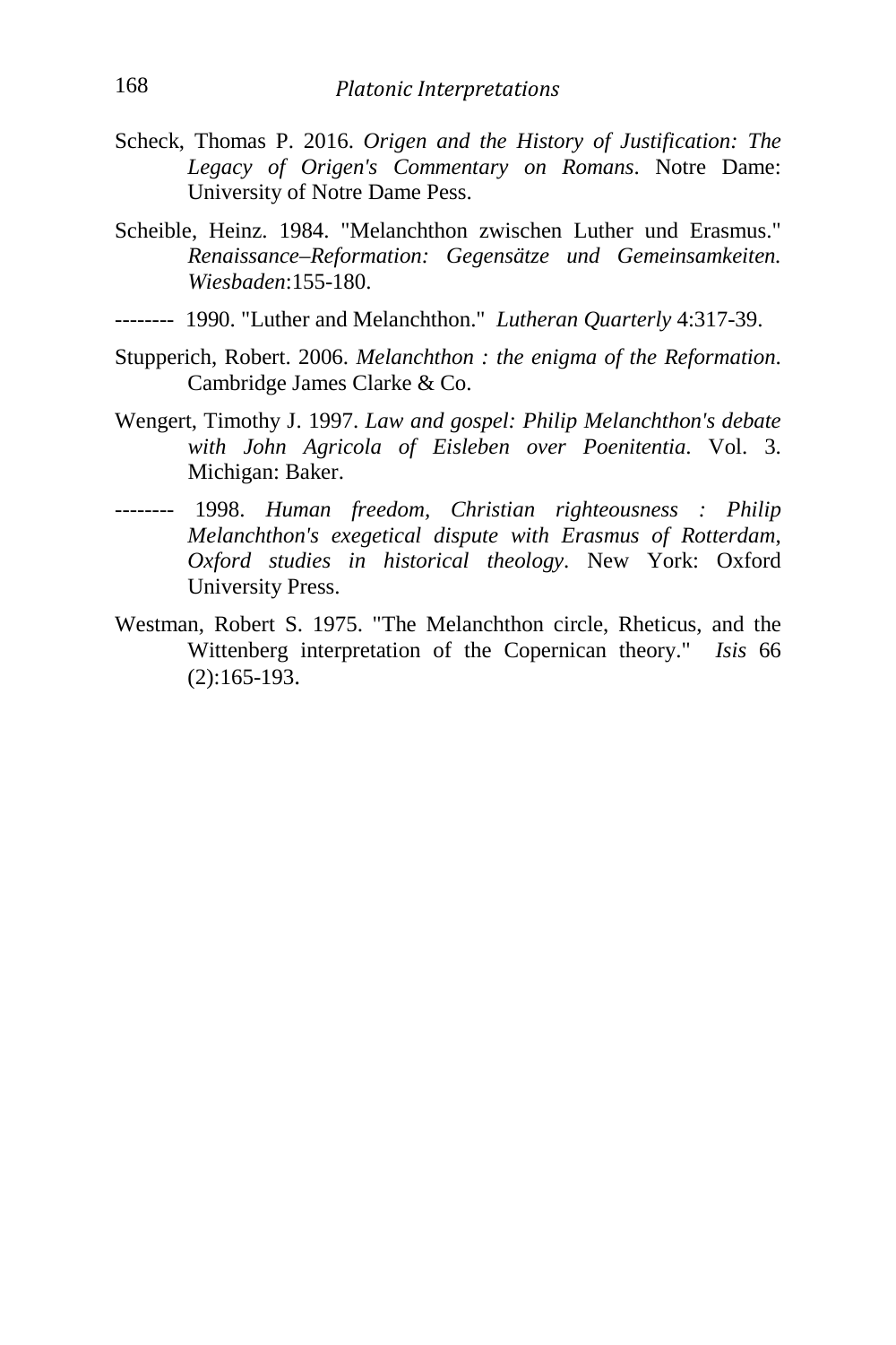Scheck, Thomas P. 2016. *Origen and the History of Justification: The Legacy of Origen's Commentary on Romans*. Notre Dame: University of Notre Dame Pess.

Scheible, Heinz. 1984. "Melanchthon zwischen Luther und Erasmus." *Renaissance–Reformation: Gegensätze und Gemeinsamkeiten. Wiesbaden*:155-180.

-------- 1990. "Luther and Melanchthon." *Lutheran Quarterly* 4:317-39.

Stupperich, Robert. 2006. *Melanchthon : the enigma of the Reformation*. Cambridge James Clarke & Co.

Wengert, Timothy J. 1997. *Law and gospel: Philip Melanchthon's debate with John Agricola of Eisleben over Poenitentia*. Vol. 3. Michigan: Baker.

-------- 1998. *Human freedom, Christian righteousness : Philip Melanchthon's exegetical dispute with Erasmus of Rotterdam, Oxford studies in historical theology*. New York: Oxford University Press.

Westman, Robert S. 1975. "The Melanchthon circle, Rheticus, and the Wittenberg interpretation of the Copernican theory." *Isis* 66 (2):165-193.